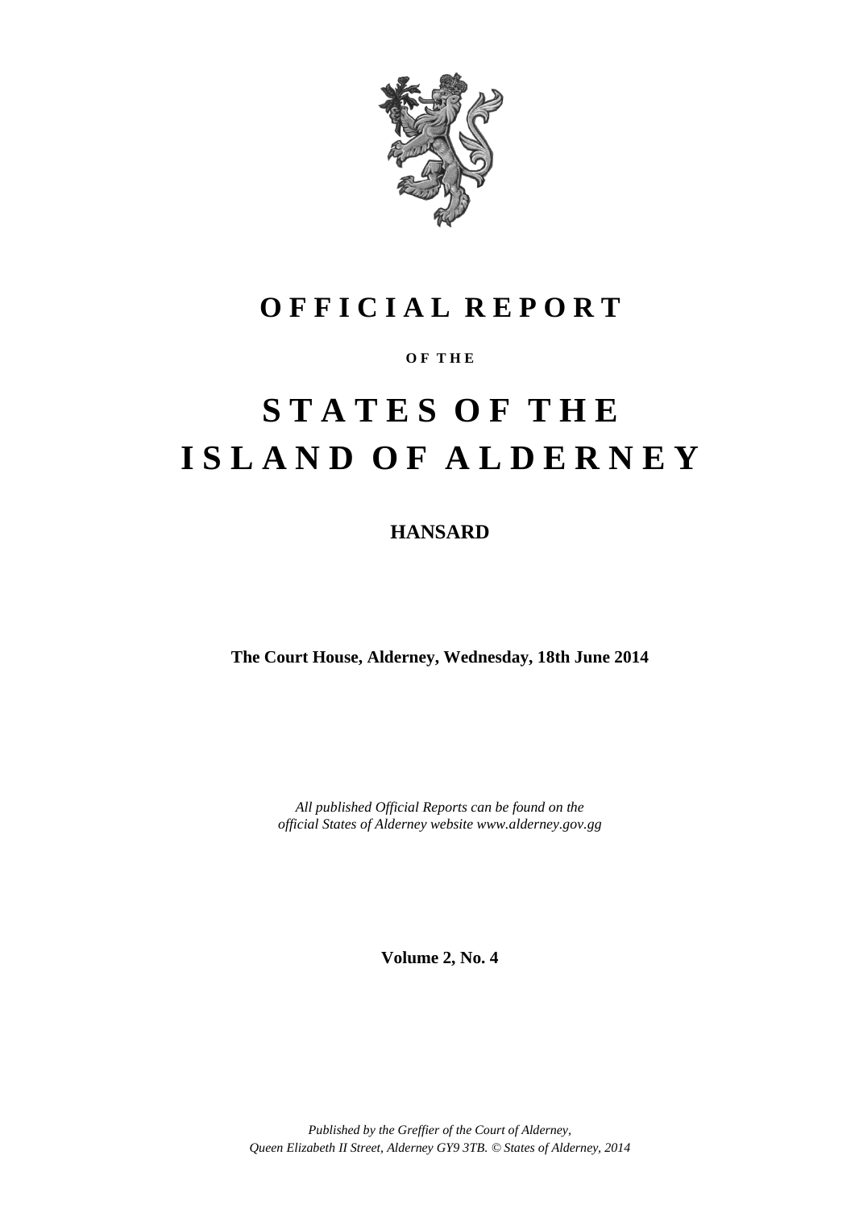# OFFICIAL REPORT

**OF THE**

# STATES OF THE ISLAND OF ALDERNEY

## HANSARD

**The Court House, Alderney, Wednesday, 18th June 2014**

*All published Official Reports can be found on the official States of Alderney website www.alderney.gov.gg*

**Volume 2, No. 4**

*Published by the Greffier of the Court of Alderney, Queen Elizabeth II Street, Alderney GY9 3TB. © States of Alderney, 2014*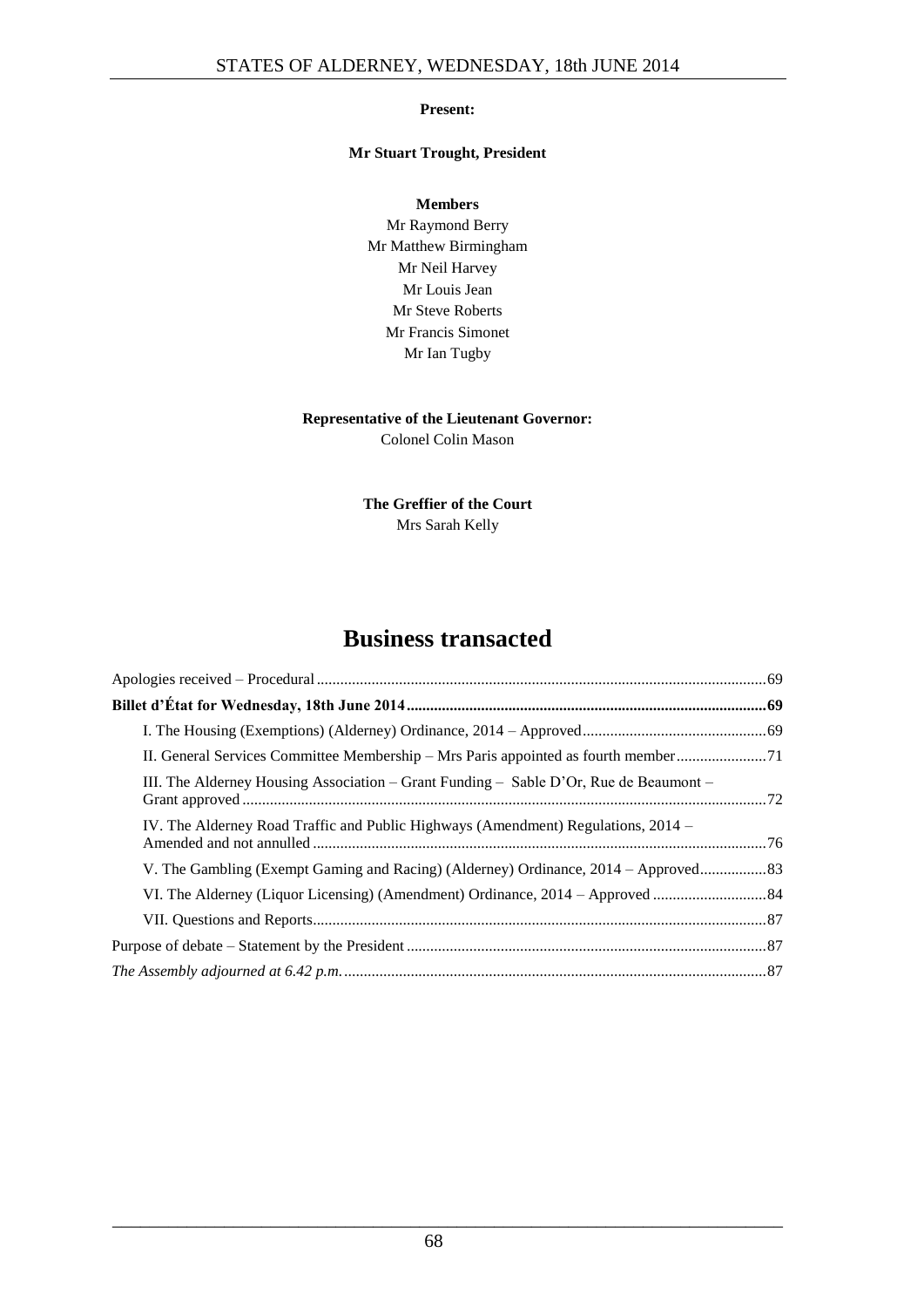**Present:**

**Mr Stuart Trought, President**

**Members**

Mr Raymond Berry
Mr Matthew Birmingham
Mr Neil Harvey
Mr Louis Jean
Mr Steve Roberts
Mr Francis Simonet
Mr Ian Tugby

**Representative of the Lieutenant Governor:**
Colonel Colin Mason

**The Greffier of the Court**
Mrs Sarah Kelly

# Business transacted

Apologies received – Procedural .................................................................................................................69

**Billet d'État for Wednesday, 18th June 2014 ..........................................................................................69**

I. The Housing (Exemptions) (Alderney) Ordinance, 2014 – Approved ..............................................69

II. General Services Committee Membership – Mrs Paris appointed as fourth member .......................71

III. The Alderney Housing Association – Grant Funding – Sable D'Or, Rue de Beaumont – Grant approved .....................................................................................................................................72

IV. The Alderney Road Traffic and Public Highways (Amendment) Regulations, 2014 – Amended and not annulled ..................................................................................................................76

V. The Gambling (Exempt Gaming and Racing) (Alderney) Ordinance, 2014 – Approved .................83

VI. The Alderney (Liquor Licensing) (Amendment) Ordinance, 2014 – Approved .............................84

VII. Questions and Reports ..................................................................................................................87

Purpose of debate – Statement by the President ..........................................................................................87

*The Assembly adjourned at 6.42 p.m.* ...........................................................................................................87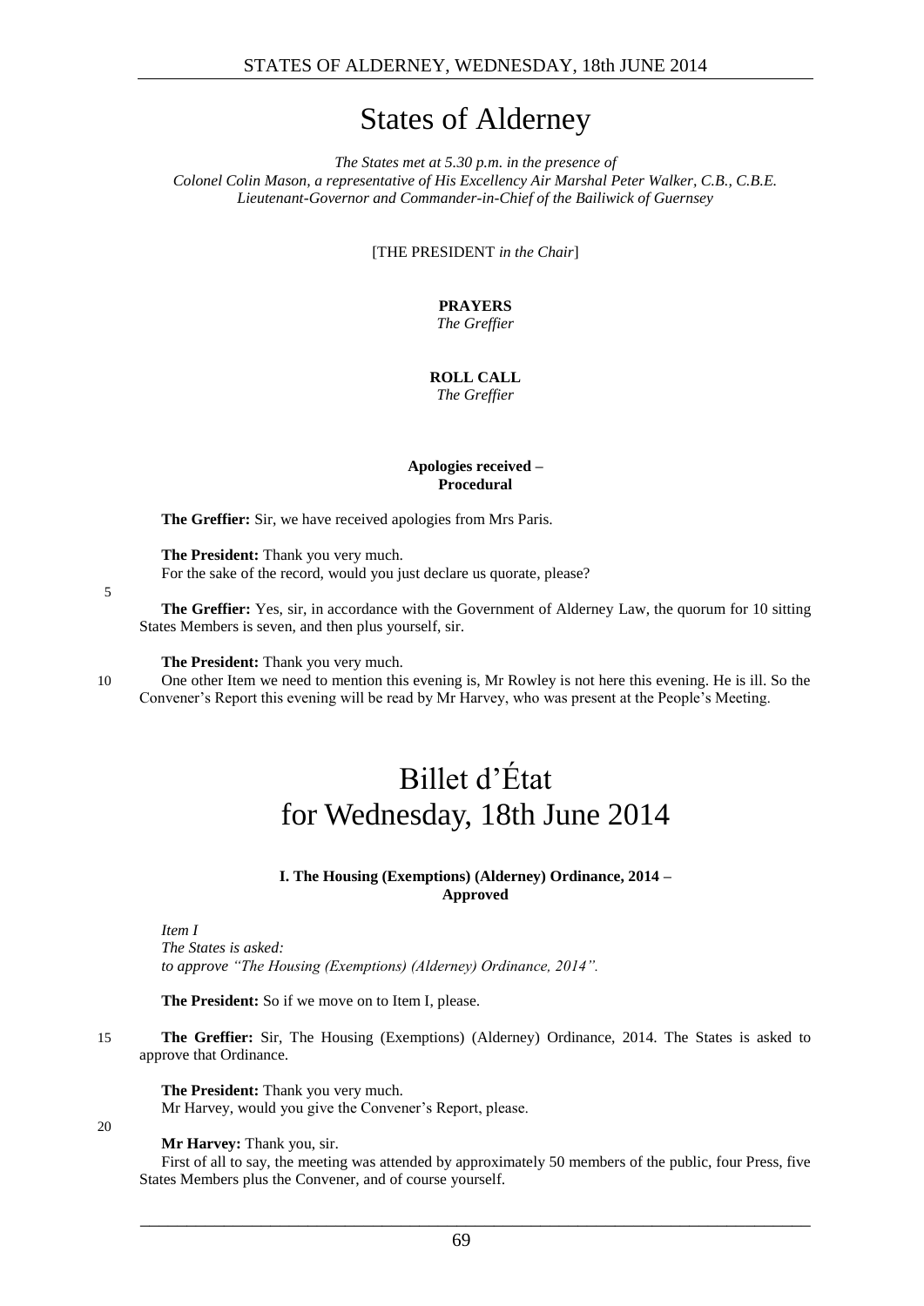# States of Alderney

*The States met at 5.30 p.m. in the presence of*
*Colonel Colin Mason, a representative of His Excellency Air Marshal Peter Walker, C.B., C.B.E.*
*Lieutenant-Governor and Commander-in-Chief of the Bailiwick of Guernsey*

[THE PRESIDENT *in the Chair*]

**PRAYERS**
*The Greffier*

**ROLL CALL**
*The Greffier*

**Apologies received – Procedural**

**The Greffier:** Sir, we have received apologies from Mrs Paris.

**The President:** Thank you very much.
For the sake of the record, would you just declare us quorate, please?

**The Greffier:** Yes, sir, in accordance with the Government of Alderney Law, the quorum for 10 sitting States Members is seven, and then plus yourself, sir.

**The President:** Thank you very much.
One other Item we need to mention this evening is, Mr Rowley is not here this evening. He is ill. So the Convener's Report this evening will be read by Mr Harvey, who was present at the People's Meeting.

# Billet d'État for Wednesday, 18th June 2014

**I. The Housing (Exemptions) (Alderney) Ordinance, 2014 – Approved**

*Item I*
*The States is asked:*
*to approve "The Housing (Exemptions) (Alderney) Ordinance, 2014".*

**The President:** So if we move on to Item I, please.

**The Greffier:** Sir, The Housing (Exemptions) (Alderney) Ordinance, 2014. The States is asked to approve that Ordinance.

**The President:** Thank you very much.
Mr Harvey, would you give the Convener's Report, please.

**Mr Harvey:** Thank you, sir.
First of all to say, the meeting was attended by approximately 50 members of the public, four Press, five States Members plus the Convener, and of course yourself.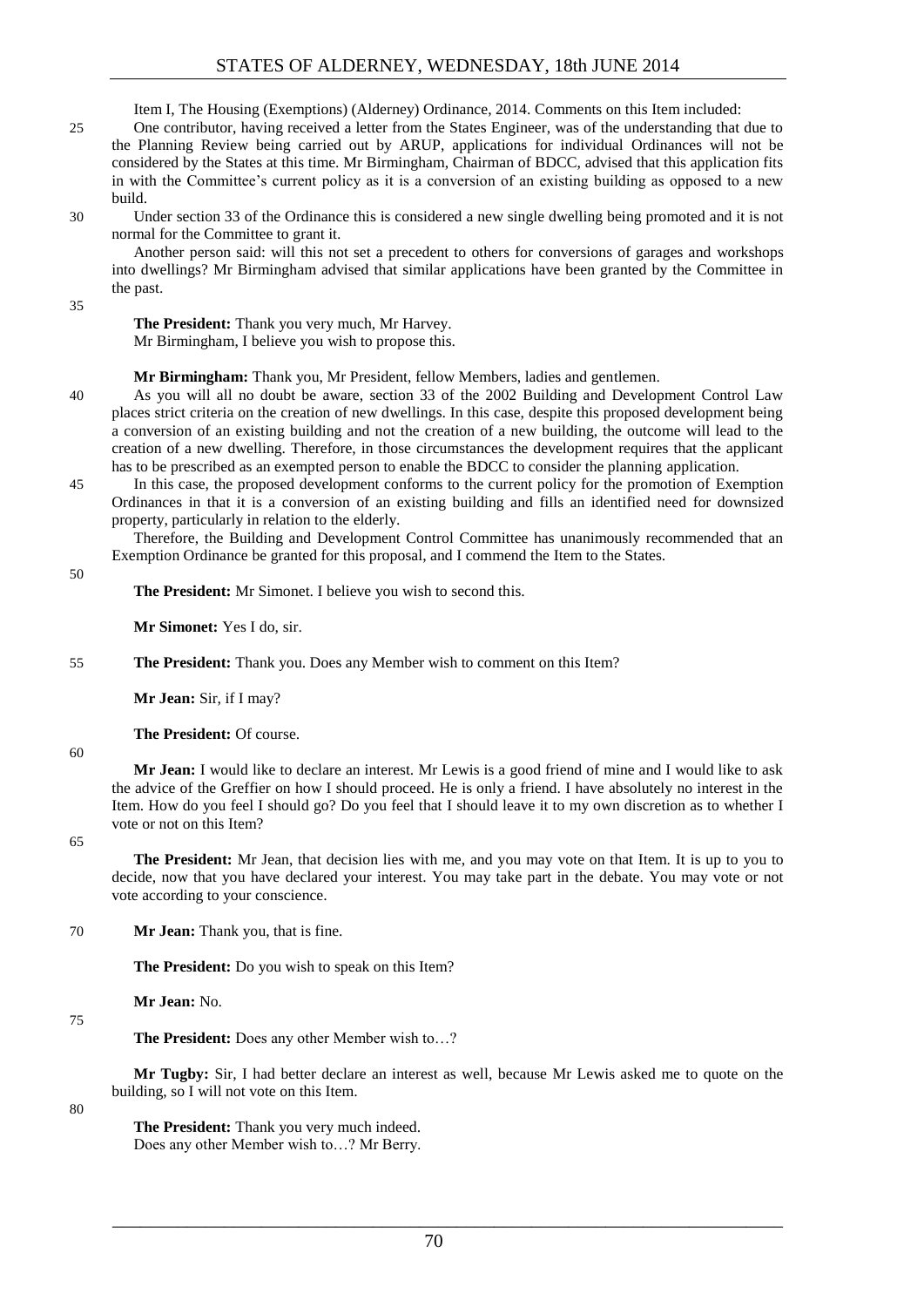Item I, The Housing (Exemptions) (Alderney) Ordinance, 2014. Comments on this Item included:

One contributor, having received a letter from the States Engineer, was of the understanding that due to the Planning Review being carried out by ARUP, applications for individual Ordinances will not be considered by the States at this time. Mr Birmingham, Chairman of BDCC, advised that this application fits in with the Committee's current policy as it is a conversion of an existing building as opposed to a new build.

Under section 33 of the Ordinance this is considered a new single dwelling being promoted and it is not normal for the Committee to grant it.

Another person said: will this not set a precedent to others for conversions of garages and workshops into dwellings? Mr Birmingham advised that similar applications have been granted by the Committee in the past.

**The President:** Thank you very much, Mr Harvey.

Mr Birmingham, I believe you wish to propose this.

**Mr Birmingham:** Thank you, Mr President, fellow Members, ladies and gentlemen.

As you will all no doubt be aware, section 33 of the 2002 Building and Development Control Law places strict criteria on the creation of new dwellings. In this case, despite this proposed development being a conversion of an existing building and not the creation of a new building, the outcome will lead to the creation of a new dwelling. Therefore, in those circumstances the development requires that the applicant has to be prescribed as an exempted person to enable the BDCC to consider the planning application.

In this case, the proposed development conforms to the current policy for the promotion of Exemption Ordinances in that it is a conversion of an existing building and fills an identified need for downsized property, particularly in relation to the elderly.

Therefore, the Building and Development Control Committee has unanimously recommended that an Exemption Ordinance be granted for this proposal, and I commend the Item to the States.

**The President:** Mr Simonet. I believe you wish to second this.

**Mr Simonet:** Yes I do, sir.

**The President:** Thank you. Does any Member wish to comment on this Item?

**Mr Jean:** Sir, if I may?

**The President:** Of course.

**Mr Jean:** I would like to declare an interest. Mr Lewis is a good friend of mine and I would like to ask the advice of the Greffier on how I should proceed. He is only a friend. I have absolutely no interest in the Item. How do you feel I should go? Do you feel that I should leave it to my own discretion as to whether I vote or not on this Item?

**The President:** Mr Jean, that decision lies with me, and you may vote on that Item. It is up to you to decide, now that you have declared your interest. You may take part in the debate. You may vote or not vote according to your conscience.

**Mr Jean:** Thank you, that is fine.

**The President:** Do you wish to speak on this Item?

**Mr Jean:** No.

**The President:** Does any other Member wish to…?

**Mr Tugby:** Sir, I had better declare an interest as well, because Mr Lewis asked me to quote on the building, so I will not vote on this Item.

**The President:** Thank you very much indeed.

Does any other Member wish to…? Mr Berry.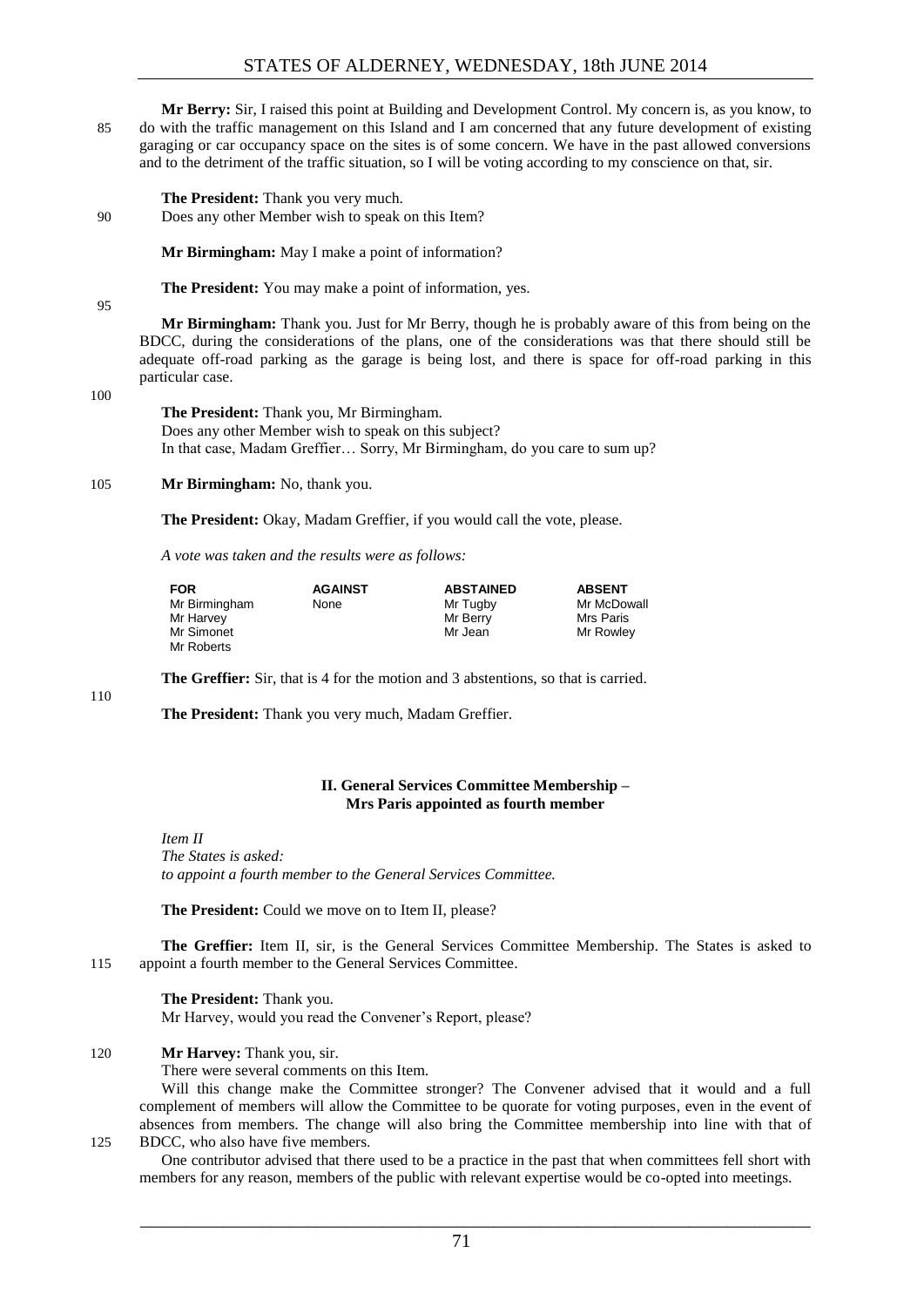**Mr Berry:** Sir, I raised this point at Building and Development Control. My concern is, as you know, to do with the traffic management on this Island and I am concerned that any future development of existing garaging or car occupancy space on the sites is of some concern. We have in the past allowed conversions and to the detriment of the traffic situation, so I will be voting according to my conscience on that, sir.

**The President:** Thank you very much.

Does any other Member wish to speak on this Item?

**Mr Birmingham:** May I make a point of information?

**The President:** You may make a point of information, yes.

**Mr Birmingham:** Thank you. Just for Mr Berry, though he is probably aware of this from being on the BDCC, during the considerations of the plans, one of the considerations was that there should still be adequate off-road parking as the garage is being lost, and there is space for off-road parking in this particular case.

**The President:** Thank you, Mr Birmingham.

Does any other Member wish to speak on this subject?

In that case, Madam Greffier… Sorry, Mr Birmingham, do you care to sum up?

**Mr Birmingham:** No, thank you.

**The President:** Okay, Madam Greffier, if you would call the vote, please.

*A vote was taken and the results were as follows:*

| FOR | AGAINST | ABSTAINED | ABSENT |
|---|---|---|---|
| Mr Birmingham | None | Mr Tugby | Mr McDowall |
| Mr Harvey | | Mr Berry | Mrs Paris |
| Mr Simonet | | Mr Jean | Mr Rowley |
| Mr Roberts | | | |

**The Greffier:** Sir, that is 4 for the motion and 3 abstentions, so that is carried.

**The President:** Thank you very much, Madam Greffier.

## II. General Services Committee Membership – Mrs Paris appointed as fourth member

*Item II*
*The States is asked:*
*to appoint a fourth member to the General Services Committee.*

**The President:** Could we move on to Item II, please?

**The Greffier:** Item II, sir, is the General Services Committee Membership. The States is asked to appoint a fourth member to the General Services Committee.

**The President:** Thank you.

Mr Harvey, would you read the Convener's Report, please?

**Mr Harvey:** Thank you, sir.

There were several comments on this Item.

Will this change make the Committee stronger? The Convener advised that it would and a full complement of members will allow the Committee to be quorate for voting purposes, even in the event of absences from members. The change will also bring the Committee membership into line with that of BDCC, who also have five members.

One contributor advised that there used to be a practice in the past that when committees fell short with members for any reason, members of the public with relevant expertise would be co-opted into meetings.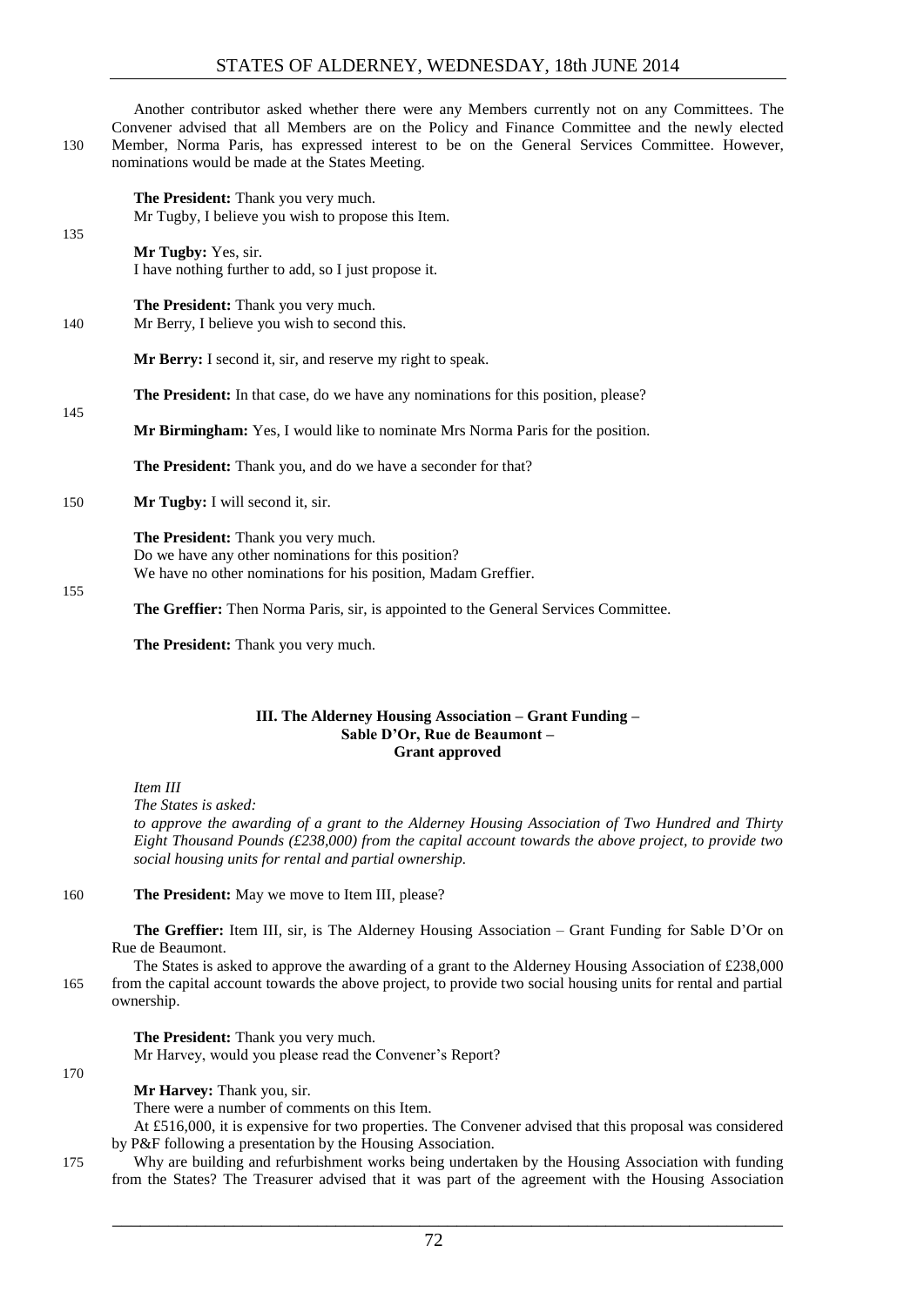Another contributor asked whether there were any Members currently not on any Committees. The Convener advised that all Members are on the Policy and Finance Committee and the newly elected Member, Norma Paris, has expressed interest to be on the General Services Committee. However, nominations would be made at the States Meeting.

**The President:** Thank you very much.
Mr Tugby, I believe you wish to propose this Item.

**Mr Tugby:** Yes, sir.
I have nothing further to add, so I just propose it.

**The President:** Thank you very much.
Mr Berry, I believe you wish to second this.

**Mr Berry:** I second it, sir, and reserve my right to speak.

**The President:** In that case, do we have any nominations for this position, please?

**Mr Birmingham:** Yes, I would like to nominate Mrs Norma Paris for the position.

**The President:** Thank you, and do we have a seconder for that?

**Mr Tugby:** I will second it, sir.

**The President:** Thank you very much.
Do we have any other nominations for this position?
We have no other nominations for his position, Madam Greffier.

**The Greffier:** Then Norma Paris, sir, is appointed to the General Services Committee.

**The President:** Thank you very much.

## III. The Alderney Housing Association – Grant Funding – Sable D'Or, Rue de Beaumont – Grant approved

*Item III*
*The States is asked:*
*to approve the awarding of a grant to the Alderney Housing Association of Two Hundred and Thirty Eight Thousand Pounds (£238,000) from the capital account towards the above project, to provide two social housing units for rental and partial ownership.*

**The President:** May we move to Item III, please?

**The Greffier:** Item III, sir, is The Alderney Housing Association – Grant Funding for Sable D'Or on Rue de Beaumont.

The States is asked to approve the awarding of a grant to the Alderney Housing Association of £238,000 from the capital account towards the above project, to provide two social housing units for rental and partial ownership.

**The President:** Thank you very much.
Mr Harvey, would you please read the Convener's Report?

**Mr Harvey:** Thank you, sir.
There were a number of comments on this Item.
At £516,000, it is expensive for two properties. The Convener advised that this proposal was considered by P&F following a presentation by the Housing Association.
Why are building and refurbishment works being undertaken by the Housing Association with funding from the States? The Treasurer advised that it was part of the agreement with the Housing Association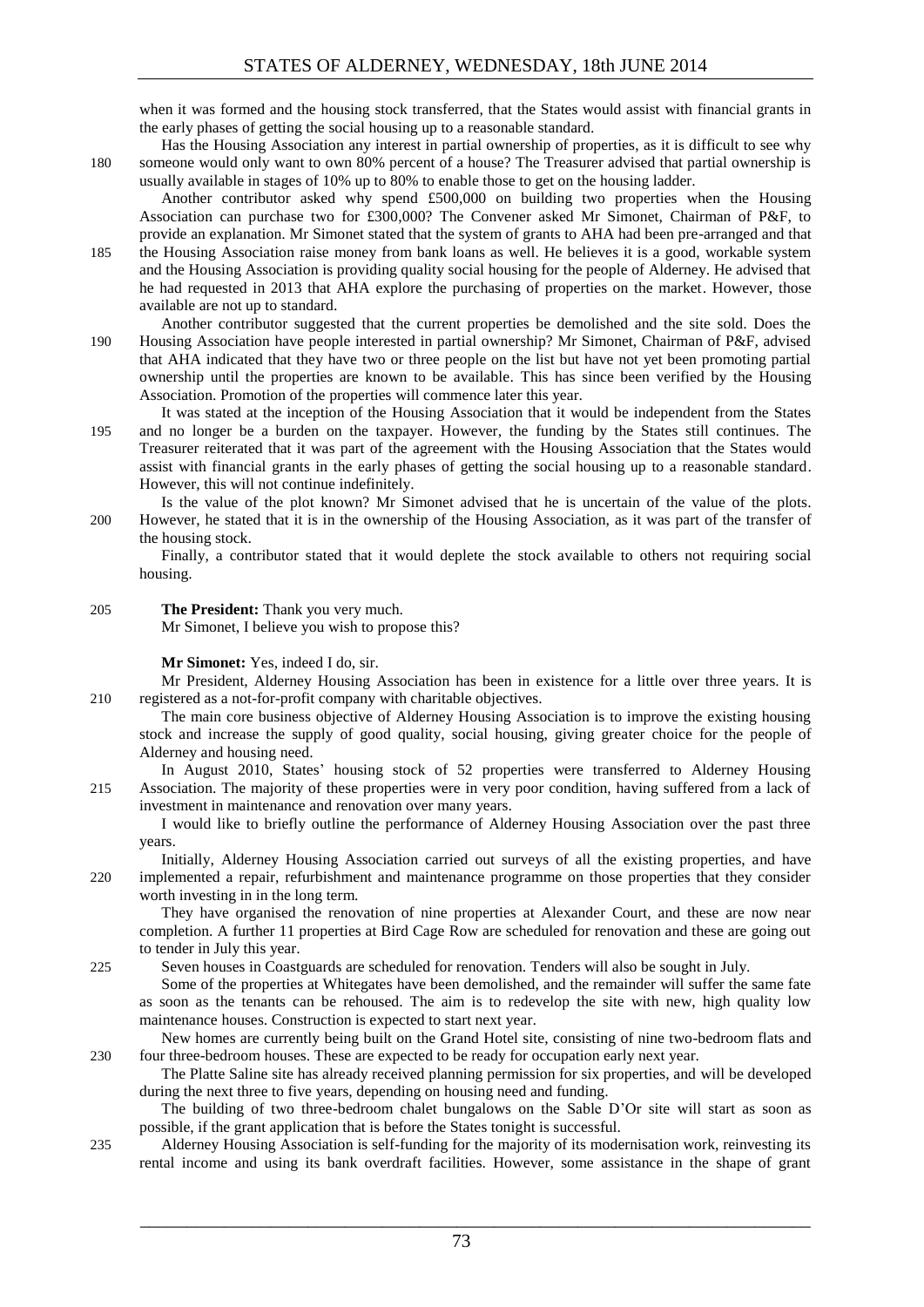when it was formed and the housing stock transferred, that the States would assist with financial grants in the early phases of getting the social housing up to a reasonable standard.

Has the Housing Association any interest in partial ownership of properties, as it is difficult to see why someone would only want to own 80% percent of a house? The Treasurer advised that partial ownership is usually available in stages of 10% up to 80% to enable those to get on the housing ladder.

Another contributor asked why spend £500,000 on building two properties when the Housing Association can purchase two for £300,000? The Convener asked Mr Simonet, Chairman of P&F, to provide an explanation. Mr Simonet stated that the system of grants to AHA had been pre-arranged and that the Housing Association raise money from bank loans as well. He believes it is a good, workable system and the Housing Association is providing quality social housing for the people of Alderney. He advised that he had requested in 2013 that AHA explore the purchasing of properties on the market. However, those available are not up to standard.

Another contributor suggested that the current properties be demolished and the site sold. Does the Housing Association have people interested in partial ownership? Mr Simonet, Chairman of P&F, advised that AHA indicated that they have two or three people on the list but have not yet been promoting partial ownership until the properties are known to be available. This has since been verified by the Housing Association. Promotion of the properties will commence later this year.

It was stated at the inception of the Housing Association that it would be independent from the States and no longer be a burden on the taxpayer. However, the funding by the States still continues. The Treasurer reiterated that it was part of the agreement with the Housing Association that the States would assist with financial grants in the early phases of getting the social housing up to a reasonable standard. However, this will not continue indefinitely.

Is the value of the plot known? Mr Simonet advised that he is uncertain of the value of the plots. However, he stated that it is in the ownership of the Housing Association, as it was part of the transfer of the housing stock.

Finally, a contributor stated that it would deplete the stock available to others not requiring social housing.

**The President:** Thank you very much.
Mr Simonet, I believe you wish to propose this?

**Mr Simonet:** Yes, indeed I do, sir.

Mr President, Alderney Housing Association has been in existence for a little over three years. It is registered as a not-for-profit company with charitable objectives.

The main core business objective of Alderney Housing Association is to improve the existing housing stock and increase the supply of good quality, social housing, giving greater choice for the people of Alderney and housing need.

In August 2010, States' housing stock of 52 properties were transferred to Alderney Housing Association. The majority of these properties were in very poor condition, having suffered from a lack of investment in maintenance and renovation over many years.

I would like to briefly outline the performance of Alderney Housing Association over the past three years.

Initially, Alderney Housing Association carried out surveys of all the existing properties, and have implemented a repair, refurbishment and maintenance programme on those properties that they consider worth investing in in the long term.

They have organised the renovation of nine properties at Alexander Court, and these are now near completion. A further 11 properties at Bird Cage Row are scheduled for renovation and these are going out to tender in July this year.

Seven houses in Coastguards are scheduled for renovation. Tenders will also be sought in July.

Some of the properties at Whitegates have been demolished, and the remainder will suffer the same fate as soon as the tenants can be rehoused. The aim is to redevelop the site with new, high quality low maintenance houses. Construction is expected to start next year.

New homes are currently being built on the Grand Hotel site, consisting of nine two-bedroom flats and four three-bedroom houses. These are expected to be ready for occupation early next year.

The Platte Saline site has already received planning permission for six properties, and will be developed during the next three to five years, depending on housing need and funding.

The building of two three-bedroom chalet bungalows on the Sable D'Or site will start as soon as possible, if the grant application that is before the States tonight is successful.

Alderney Housing Association is self-funding for the majority of its modernisation work, reinvesting its rental income and using its bank overdraft facilities. However, some assistance in the shape of grant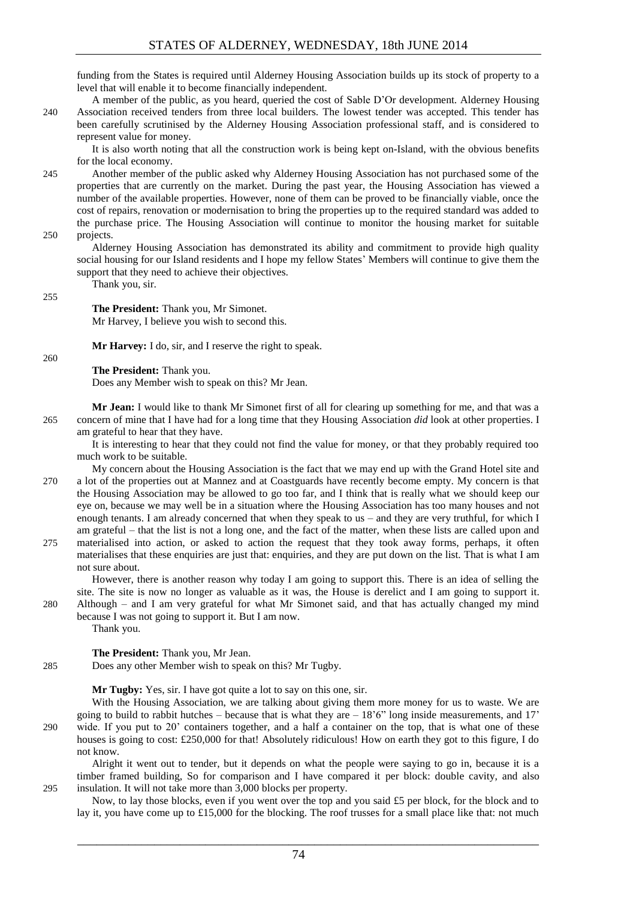funding from the States is required until Alderney Housing Association builds up its stock of property to a level that will enable it to become financially independent.

A member of the public, as you heard, queried the cost of Sable D'Or development. Alderney Housing Association received tenders from three local builders. The lowest tender was accepted. This tender has been carefully scrutinised by the Alderney Housing Association professional staff, and is considered to represent value for money.

It is also worth noting that all the construction work is being kept on-Island, with the obvious benefits for the local economy.

Another member of the public asked why Alderney Housing Association has not purchased some of the properties that are currently on the market. During the past year, the Housing Association has viewed a number of the available properties. However, none of them can be proved to be financially viable, once the cost of repairs, renovation or modernisation to bring the properties up to the required standard was added to the purchase price. The Housing Association will continue to monitor the housing market for suitable projects.

Alderney Housing Association has demonstrated its ability and commitment to provide high quality social housing for our Island residents and I hope my fellow States' Members will continue to give them the support that they need to achieve their objectives.

Thank you, sir.

**The President:** Thank you, Mr Simonet.

Mr Harvey, I believe you wish to second this.

**Mr Harvey:** I do, sir, and I reserve the right to speak.

**The President:** Thank you.

Does any Member wish to speak on this? Mr Jean.

**Mr Jean:** I would like to thank Mr Simonet first of all for clearing up something for me, and that was a concern of mine that I have had for a long time that they Housing Association *did* look at other properties. I am grateful to hear that they have.

It is interesting to hear that they could not find the value for money, or that they probably required too much work to be suitable.

My concern about the Housing Association is the fact that we may end up with the Grand Hotel site and a lot of the properties out at Mannez and at Coastguards have recently become empty. My concern is that the Housing Association may be allowed to go too far, and I think that is really what we should keep our eye on, because we may well be in a situation where the Housing Association has too many houses and not enough tenants. I am already concerned that when they speak to us – and they are very truthful, for which I am grateful – that the list is not a long one, and the fact of the matter, when these lists are called upon and materialised into action, or asked to action the request that they took away forms, perhaps, it often materialises that these enquiries are just that: enquiries, and they are put down on the list. That is what I am not sure about.

However, there is another reason why today I am going to support this. There is an idea of selling the site. The site is now no longer as valuable as it was, the House is derelict and I am going to support it. Although – and I am very grateful for what Mr Simonet said, and that has actually changed my mind because I was not going to support it. But I am now.

Thank you.

**The President:** Thank you, Mr Jean.

Does any other Member wish to speak on this? Mr Tugby.

**Mr Tugby:** Yes, sir. I have got quite a lot to say on this one, sir.

With the Housing Association, we are talking about giving them more money for us to waste. We are going to build to rabbit hutches – because that is what they are – 18'6" long inside measurements, and 17' wide. If you put to 20' containers together, and a half a container on the top, that is what one of these houses is going to cost: £250,000 for that! Absolutely ridiculous! How on earth they got to this figure, I do not know.

Alright it went out to tender, but it depends on what the people were saying to go in, because it is a timber framed building, So for comparison and I have compared it per block: double cavity, and also insulation. It will not take more than 3,000 blocks per property.

Now, to lay those blocks, even if you went over the top and you said £5 per block, for the block and to lay it, you have come up to £15,000 for the blocking. The roof trusses for a small place like that: not much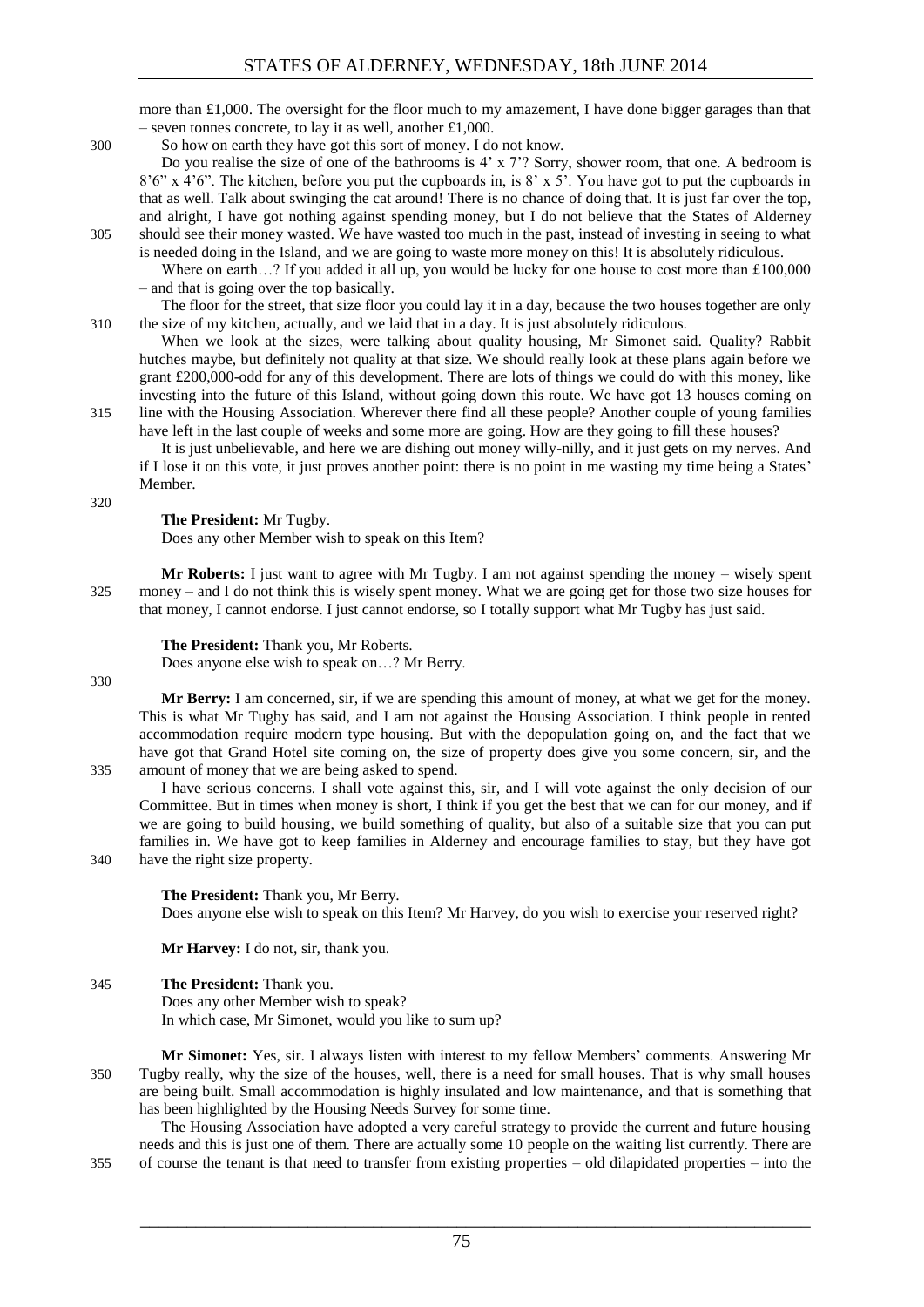more than £1,000. The oversight for the floor much to my amazement, I have done bigger garages than that – seven tonnes concrete, to lay it as well, another £1,000.

So how on earth they have got this sort of money. I do not know.

Do you realise the size of one of the bathrooms is 4' x 7'? Sorry, shower room, that one. A bedroom is 8'6" x 4'6". The kitchen, before you put the cupboards in, is 8' x 5'. You have got to put the cupboards in that as well. Talk about swinging the cat around! There is no chance of doing that. It is just far over the top, and alright, I have got nothing against spending money, but I do not believe that the States of Alderney should see their money wasted. We have wasted too much in the past, instead of investing in seeing to what is needed doing in the Island, and we are going to waste more money on this! It is absolutely ridiculous.

Where on earth…? If you added it all up, you would be lucky for one house to cost more than £100,000 – and that is going over the top basically.

The floor for the street, that size floor you could lay it in a day, because the two houses together are only the size of my kitchen, actually, and we laid that in a day. It is just absolutely ridiculous.

When we look at the sizes, were talking about quality housing, Mr Simonet said. Quality? Rabbit hutches maybe, but definitely not quality at that size. We should really look at these plans again before we grant £200,000-odd for any of this development. There are lots of things we could do with this money, like investing into the future of this Island, without going down this route. We have got 13 houses coming on line with the Housing Association. Wherever there find all these people? Another couple of young families have left in the last couple of weeks and some more are going. How are they going to fill these houses?

It is just unbelievable, and here we are dishing out money willy-nilly, and it just gets on my nerves. And if I lose it on this vote, it just proves another point: there is no point in me wasting my time being a States' Member.

**The President:** Mr Tugby.
Does any other Member wish to speak on this Item?

**Mr Roberts:** I just want to agree with Mr Tugby. I am not against spending the money – wisely spent money – and I do not think this is wisely spent money. What we are going get for those two size houses for that money, I cannot endorse. I just cannot endorse, so I totally support what Mr Tugby has just said.

**The President:** Thank you, Mr Roberts.
Does anyone else wish to speak on…? Mr Berry.

**Mr Berry:** I am concerned, sir, if we are spending this amount of money, at what we get for the money. This is what Mr Tugby has said, and I am not against the Housing Association. I think people in rented accommodation require modern type housing. But with the depopulation going on, and the fact that we have got that Grand Hotel site coming on, the size of property does give you some concern, sir, and the amount of money that we are being asked to spend.

I have serious concerns. I shall vote against this, sir, and I will vote against the only decision of our Committee. But in times when money is short, I think if you get the best that we can for our money, and if we are going to build housing, we build something of quality, but also of a suitable size that you can put families in. We have got to keep families in Alderney and encourage families to stay, but they have got have the right size property.

**The President:** Thank you, Mr Berry.
Does anyone else wish to speak on this Item? Mr Harvey, do you wish to exercise your reserved right?

**Mr Harvey:** I do not, sir, thank you.

**The President:** Thank you.
Does any other Member wish to speak?
In which case, Mr Simonet, would you like to sum up?

**Mr Simonet:** Yes, sir. I always listen with interest to my fellow Members' comments. Answering Mr Tugby really, why the size of the houses, well, there is a need for small houses. That is why small houses are being built. Small accommodation is highly insulated and low maintenance, and that is something that has been highlighted by the Housing Needs Survey for some time.

The Housing Association have adopted a very careful strategy to provide the current and future housing needs and this is just one of them. There are actually some 10 people on the waiting list currently. There are of course the tenant is that need to transfer from existing properties – old dilapidated properties – into the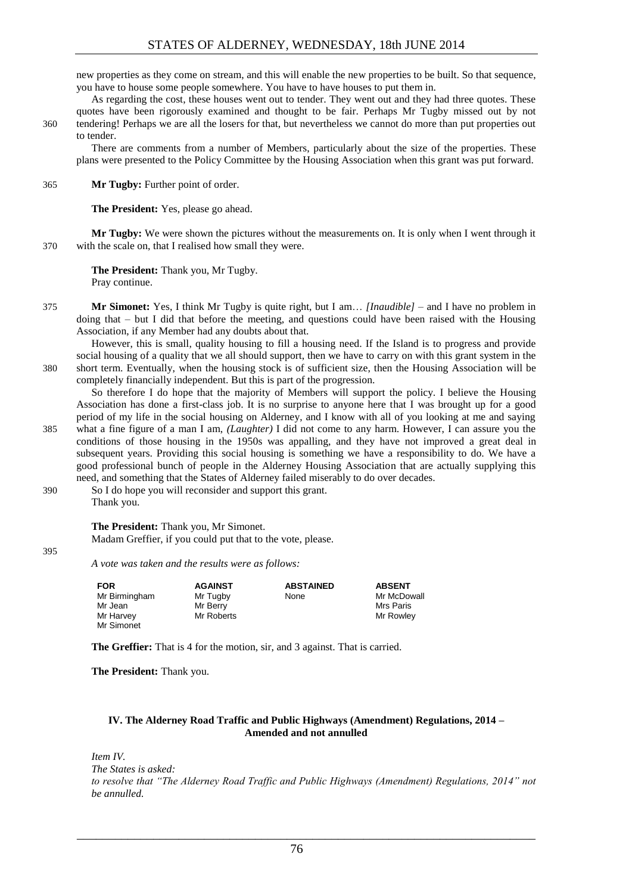new properties as they come on stream, and this will enable the new properties to be built. So that sequence, you have to house some people somewhere. You have to have houses to put them in.

As regarding the cost, these houses went out to tender. They went out and they had three quotes. These quotes have been rigorously examined and thought to be fair. Perhaps Mr Tugby missed out by not tendering! Perhaps we are all the losers for that, but nevertheless we cannot do more than put properties out to tender.

There are comments from a number of Members, particularly about the size of the properties. These plans were presented to the Policy Committee by the Housing Association when this grant was put forward.

**Mr Tugby:** Further point of order.

**The President:** Yes, please go ahead.

**Mr Tugby:** We were shown the pictures without the measurements on. It is only when I went through it with the scale on, that I realised how small they were.

**The President:** Thank you, Mr Tugby.
Pray continue.

**Mr Simonet:** Yes, I think Mr Tugby is quite right, but I am… *[Inaudible]* – and I have no problem in doing that – but I did that before the meeting, and questions could have been raised with the Housing Association, if any Member had any doubts about that.

However, this is small, quality housing to fill a housing need. If the Island is to progress and provide social housing of a quality that we all should support, then we have to carry on with this grant system in the short term. Eventually, when the housing stock is of sufficient size, then the Housing Association will be completely financially independent. But this is part of the progression.

So therefore I do hope that the majority of Members will support the policy. I believe the Housing Association has done a first-class job. It is no surprise to anyone here that I was brought up for a good period of my life in the social housing on Alderney, and I know with all of you looking at me and saying what a fine figure of a man I am, *(Laughter)* I did not come to any harm. However, I can assure you the conditions of those housing in the 1950s was appalling, and they have not improved a great deal in subsequent years. Providing this social housing is something we have a responsibility to do. We have a good professional bunch of people in the Alderney Housing Association that are actually supplying this need, and something that the States of Alderney failed miserably to do over decades.

So I do hope you will reconsider and support this grant.
Thank you.

**The President:** Thank you, Mr Simonet.
Madam Greffier, if you could put that to the vote, please.

*A vote was taken and the results were as follows:*

| FOR | AGAINST | ABSTAINED | ABSENT |
|---|---|---|---|
| Mr Birmingham | Mr Tugby | None | Mr McDowall |
| Mr Jean | Mr Berry | | Mrs Paris |
| Mr Harvey | Mr Roberts | | Mr Rowley |
| Mr Simonet | | | |

**The Greffier:** That is 4 for the motion, sir, and 3 against. That is carried.

**The President:** Thank you.

## IV. The Alderney Road Traffic and Public Highways (Amendment) Regulations, 2014 – Amended and not annulled

*Item IV.*
*The States is asked:*
*to resolve that "The Alderney Road Traffic and Public Highways (Amendment) Regulations, 2014" not be annulled.*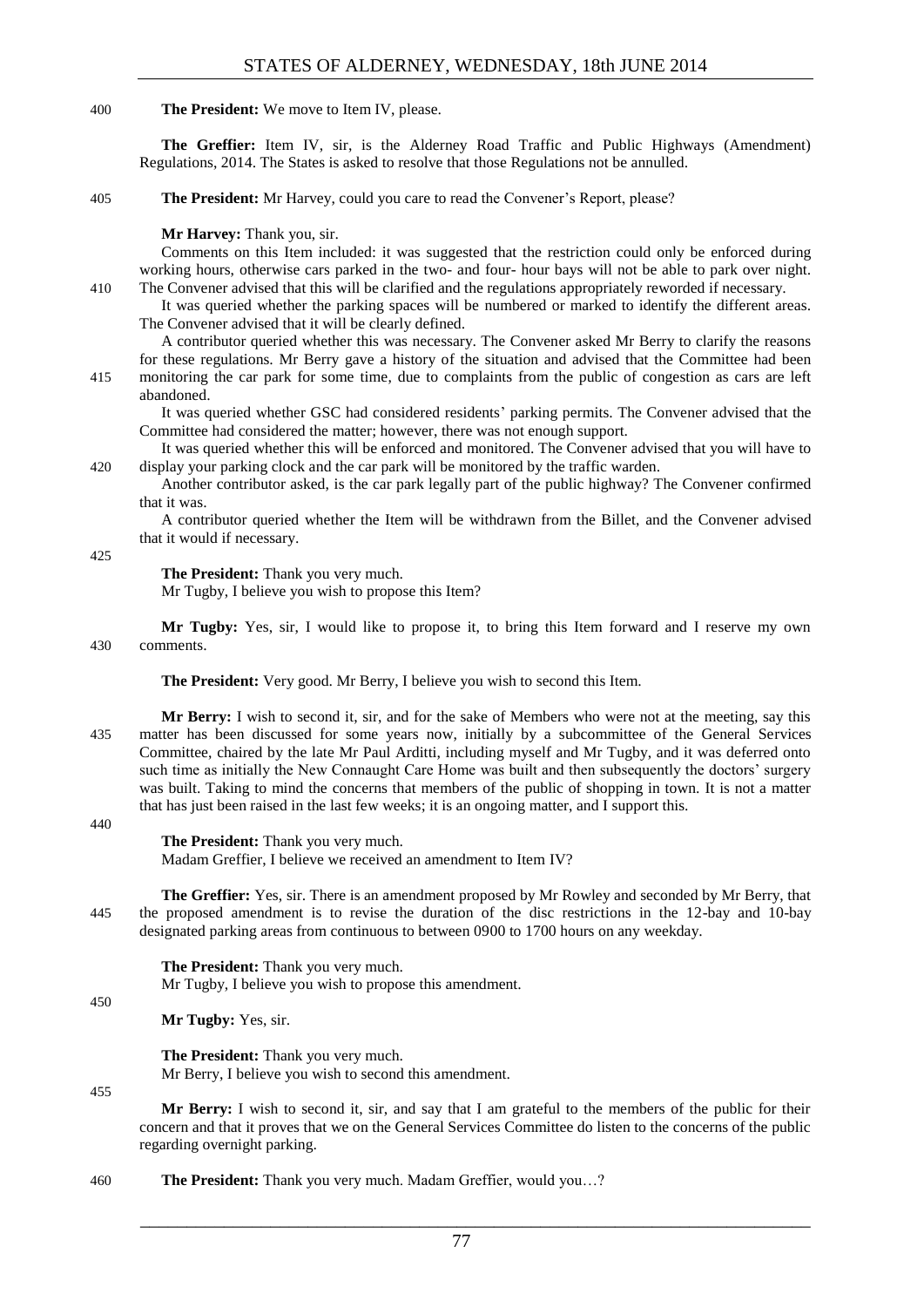**The President:** We move to Item IV, please.

**The Greffier:** Item IV, sir, is the Alderney Road Traffic and Public Highways (Amendment) Regulations, 2014. The States is asked to resolve that those Regulations not be annulled.

**The President:** Mr Harvey, could you care to read the Convener's Report, please?

**Mr Harvey:** Thank you, sir.

Comments on this Item included: it was suggested that the restriction could only be enforced during working hours, otherwise cars parked in the two- and four- hour bays will not be able to park over night. The Convener advised that this will be clarified and the regulations appropriately reworded if necessary.

It was queried whether the parking spaces will be numbered or marked to identify the different areas. The Convener advised that it will be clearly defined.

A contributor queried whether this was necessary. The Convener asked Mr Berry to clarify the reasons for these regulations. Mr Berry gave a history of the situation and advised that the Committee had been monitoring the car park for some time, due to complaints from the public of congestion as cars are left abandoned.

It was queried whether GSC had considered residents' parking permits. The Convener advised that the Committee had considered the matter; however, there was not enough support.

It was queried whether this will be enforced and monitored. The Convener advised that you will have to display your parking clock and the car park will be monitored by the traffic warden.

Another contributor asked, is the car park legally part of the public highway? The Convener confirmed that it was.

A contributor queried whether the Item will be withdrawn from the Billet, and the Convener advised that it would if necessary.

**The President:** Thank you very much.

Mr Tugby, I believe you wish to propose this Item?

**Mr Tugby:** Yes, sir, I would like to propose it, to bring this Item forward and I reserve my own comments.

**The President:** Very good. Mr Berry, I believe you wish to second this Item.

**Mr Berry:** I wish to second it, sir, and for the sake of Members who were not at the meeting, say this matter has been discussed for some years now, initially by a subcommittee of the General Services Committee, chaired by the late Mr Paul Arditti, including myself and Mr Tugby, and it was deferred onto such time as initially the New Connaught Care Home was built and then subsequently the doctors' surgery was built. Taking to mind the concerns that members of the public of shopping in town. It is not a matter that has just been raised in the last few weeks; it is an ongoing matter, and I support this.

**The President:** Thank you very much.

Madam Greffier, I believe we received an amendment to Item IV?

**The Greffier:** Yes, sir. There is an amendment proposed by Mr Rowley and seconded by Mr Berry, that the proposed amendment is to revise the duration of the disc restrictions in the 12-bay and 10-bay designated parking areas from continuous to between 0900 to 1700 hours on any weekday.

**The President:** Thank you very much.

Mr Tugby, I believe you wish to propose this amendment.

**Mr Tugby:** Yes, sir.

**The President:** Thank you very much.

Mr Berry, I believe you wish to second this amendment.

**Mr Berry:** I wish to second it, sir, and say that I am grateful to the members of the public for their concern and that it proves that we on the General Services Committee do listen to the concerns of the public regarding overnight parking.

**The President:** Thank you very much. Madam Greffier, would you…?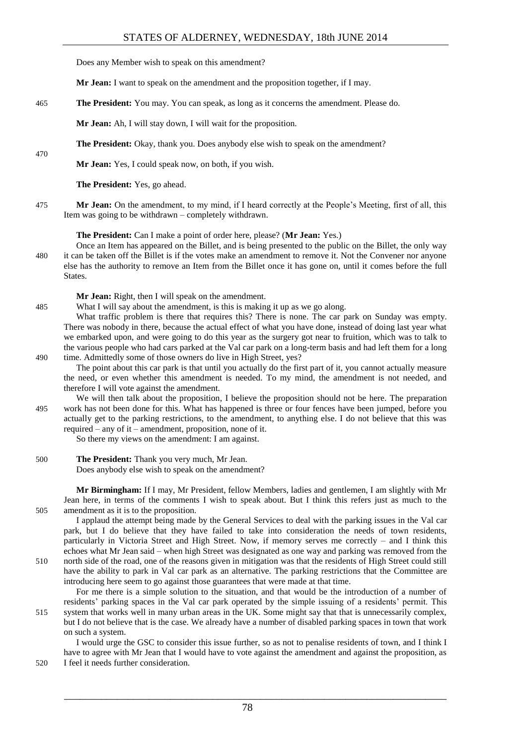Does any Member wish to speak on this amendment?

**Mr Jean:** I want to speak on the amendment and the proposition together, if I may.

**The President:** You may. You can speak, as long as it concerns the amendment. Please do.

**Mr Jean:** Ah, I will stay down, I will wait for the proposition.

**The President:** Okay, thank you. Does anybody else wish to speak on the amendment?

**Mr Jean:** Yes, I could speak now, on both, if you wish.

**The President:** Yes, go ahead.

**Mr Jean:** On the amendment, to my mind, if I heard correctly at the People's Meeting, first of all, this Item was going to be withdrawn – completely withdrawn.

**The President:** Can I make a point of order here, please? (**Mr Jean:** Yes.)

Once an Item has appeared on the Billet, and is being presented to the public on the Billet, the only way it can be taken off the Billet is if the votes make an amendment to remove it. Not the Convener nor anyone else has the authority to remove an Item from the Billet once it has gone on, until it comes before the full States.

**Mr Jean:** Right, then I will speak on the amendment.

What I will say about the amendment, is this is making it up as we go along.

What traffic problem is there that requires this? There is none. The car park on Sunday was empty. There was nobody in there, because the actual effect of what you have done, instead of doing last year what we embarked upon, and were going to do this year as the surgery got near to fruition, which was to talk to the various people who had cars parked at the Val car park on a long-term basis and had left them for a long time. Admittedly some of those owners do live in High Street, yes?

The point about this car park is that until you actually do the first part of it, you cannot actually measure the need, or even whether this amendment is needed. To my mind, the amendment is not needed, and therefore I will vote against the amendment.

We will then talk about the proposition, I believe the proposition should not be here. The preparation work has not been done for this. What has happened is three or four fences have been jumped, before you actually get to the parking restrictions, to the amendment, to anything else. I do not believe that this was required – any of it – amendment, proposition, none of it.

So there my views on the amendment: I am against.

**The President:** Thank you very much, Mr Jean.

Does anybody else wish to speak on the amendment?

**Mr Birmingham:** If I may, Mr President, fellow Members, ladies and gentlemen, I am slightly with Mr Jean here, in terms of the comments I wish to speak about. But I think this refers just as much to the amendment as it is to the proposition.

I applaud the attempt being made by the General Services to deal with the parking issues in the Val car park, but I do believe that they have failed to take into consideration the needs of town residents, particularly in Victoria Street and High Street. Now, if memory serves me correctly – and I think this echoes what Mr Jean said – when high Street was designated as one way and parking was removed from the north side of the road, one of the reasons given in mitigation was that the residents of High Street could still have the ability to park in Val car park as an alternative. The parking restrictions that the Committee are introducing here seem to go against those guarantees that were made at that time.

For me there is a simple solution to the situation, and that would be the introduction of a number of residents' parking spaces in the Val car park operated by the simple issuing of a residents' permit. This system that works well in many urban areas in the UK. Some might say that that is unnecessarily complex, but I do not believe that is the case. We already have a number of disabled parking spaces in town that work on such a system.

I would urge the GSC to consider this issue further, so as not to penalise residents of town, and I think I have to agree with Mr Jean that I would have to vote against the amendment and against the proposition, as I feel it needs further consideration.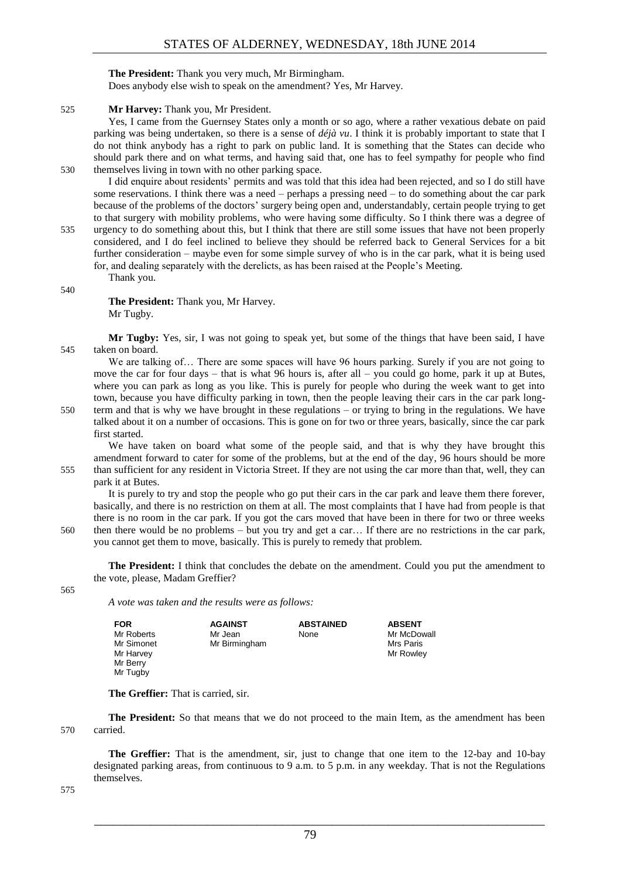**The President:** Thank you very much, Mr Birmingham.
Does anybody else wish to speak on the amendment? Yes, Mr Harvey.

**Mr Harvey:** Thank you, Mr President.

Yes, I came from the Guernsey States only a month or so ago, where a rather vexatious debate on paid parking was being undertaken, so there is a sense of *déjà vu*. I think it is probably important to state that I do not think anybody has a right to park on public land. It is something that the States can decide who should park there and on what terms, and having said that, one has to feel sympathy for people who find themselves living in town with no other parking space.

I did enquire about residents' permits and was told that this idea had been rejected, and so I do still have some reservations. I think there was a need – perhaps a pressing need – to do something about the car park because of the problems of the doctors' surgery being open and, understandably, certain people trying to get to that surgery with mobility problems, who were having some difficulty. So I think there was a degree of urgency to do something about this, but I think that there are still some issues that have not been properly considered, and I do feel inclined to believe they should be referred back to General Services for a bit further consideration – maybe even for some simple survey of who is in the car park, what it is being used for, and dealing separately with the derelicts, as has been raised at the People's Meeting.

Thank you.

**The President:** Thank you, Mr Harvey.
Mr Tugby.

**Mr Tugby:** Yes, sir, I was not going to speak yet, but some of the things that have been said, I have taken on board.

We are talking of… There are some spaces will have 96 hours parking. Surely if you are not going to move the car for four days – that is what 96 hours is, after all – you could go home, park it up at Butes, where you can park as long as you like. This is purely for people who during the week want to get into town, because you have difficulty parking in town, then the people leaving their cars in the car park long-term and that is why we have brought in these regulations – or trying to bring in the regulations. We have talked about it on a number of occasions. This is gone on for two or three years, basically, since the car park first started.

We have taken on board what some of the people said, and that is why they have brought this amendment forward to cater for some of the problems, but at the end of the day, 96 hours should be more than sufficient for any resident in Victoria Street. If they are not using the car more than that, well, they can park it at Butes.

It is purely to try and stop the people who go put their cars in the car park and leave them there forever, basically, and there is no restriction on them at all. The most complaints that I have had from people is that there is no room in the car park. If you got the cars moved that have been in there for two or three weeks then there would be no problems – but you try and get a car… If there are no restrictions in the car park, you cannot get them to move, basically. This is purely to remedy that problem.

**The President:** I think that concludes the debate on the amendment. Could you put the amendment to the vote, please, Madam Greffier?

*A vote was taken and the results were as follows:*

| FOR | AGAINST | ABSTAINED | ABSENT |
|---|---|---|---|
| Mr Roberts | Mr Jean | None | Mr McDowall |
| Mr Simonet | Mr Birmingham | | Mrs Paris |
| Mr Harvey | | | Mr Rowley |
| Mr Berry | | | |
| Mr Tugby | | | |

**The Greffier:** That is carried, sir.

**The President:** So that means that we do not proceed to the main Item, as the amendment has been carried.

**The Greffier:** That is the amendment, sir, just to change that one item to the 12-bay and 10-bay designated parking areas, from continuous to 9 a.m. to 5 p.m. in any weekday. That is not the Regulations themselves.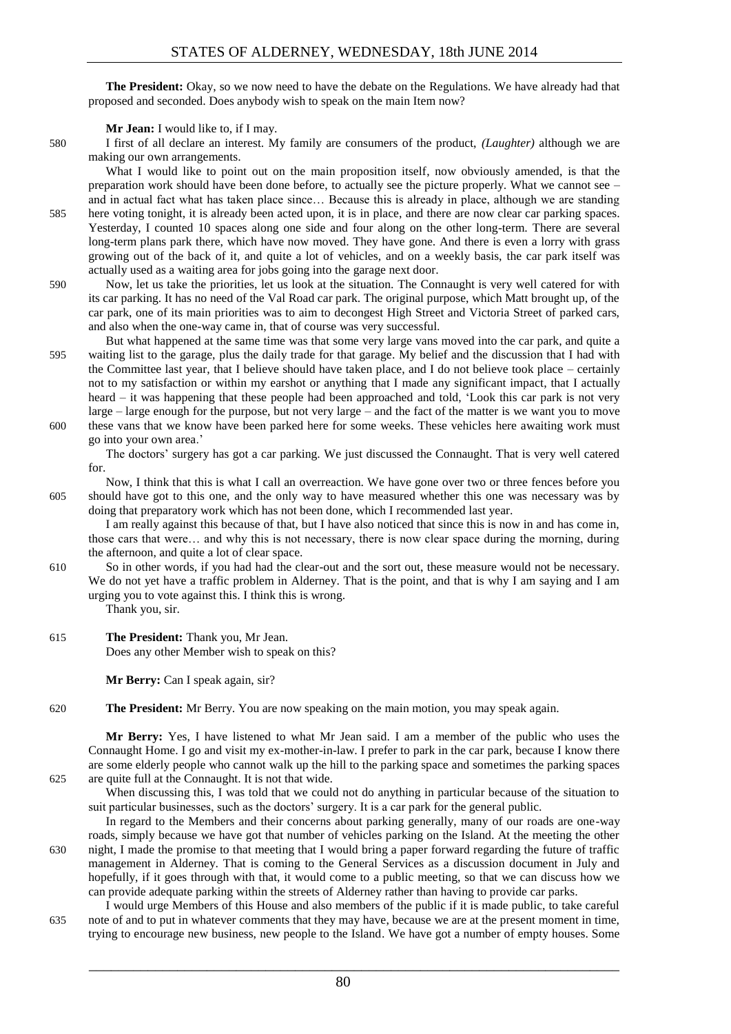**The President:** Okay, so we now need to have the debate on the Regulations. We have already had that proposed and seconded. Does anybody wish to speak on the main Item now?

**Mr Jean:** I would like to, if I may.

I first of all declare an interest. My family are consumers of the product, *(Laughter)* although we are making our own arrangements.

What I would like to point out on the main proposition itself, now obviously amended, is that the preparation work should have been done before, to actually see the picture properly. What we cannot see – and in actual fact what has taken place since… Because this is already in place, although we are standing here voting tonight, it is already been acted upon, it is in place, and there are now clear car parking spaces. Yesterday, I counted 10 spaces along one side and four along on the other long-term. There are several long-term plans park there, which have now moved. They have gone. And there is even a lorry with grass growing out of the back of it, and quite a lot of vehicles, and on a weekly basis, the car park itself was actually used as a waiting area for jobs going into the garage next door.

Now, let us take the priorities, let us look at the situation. The Connaught is very well catered for with its car parking. It has no need of the Val Road car park. The original purpose, which Matt brought up, of the car park, one of its main priorities was to aim to decongest High Street and Victoria Street of parked cars, and also when the one-way came in, that of course was very successful.

But what happened at the same time was that some very large vans moved into the car park, and quite a waiting list to the garage, plus the daily trade for that garage. My belief and the discussion that I had with the Committee last year, that I believe should have taken place, and I do not believe took place – certainly not to my satisfaction or within my earshot or anything that I made any significant impact, that I actually heard – it was happening that these people had been approached and told, 'Look this car park is not very large – large enough for the purpose, but not very large – and the fact of the matter is we want you to move these vans that we know have been parked here for some weeks. These vehicles here awaiting work must go into your own area.'

The doctors' surgery has got a car parking. We just discussed the Connaught. That is very well catered for.

Now, I think that this is what I call an overreaction. We have gone over two or three fences before you should have got to this one, and the only way to have measured whether this one was necessary was by doing that preparatory work which has not been done, which I recommended last year.

I am really against this because of that, but I have also noticed that since this is now in and has come in, those cars that were… and why this is not necessary, there is now clear space during the morning, during the afternoon, and quite a lot of clear space.

So in other words, if you had had the clear-out and the sort out, these measure would not be necessary. We do not yet have a traffic problem in Alderney. That is the point, and that is why I am saying and I am urging you to vote against this. I think this is wrong.

Thank you, sir.

**The President:** Thank you, Mr Jean.

Does any other Member wish to speak on this?

**Mr Berry:** Can I speak again, sir?

**The President:** Mr Berry. You are now speaking on the main motion, you may speak again.

**Mr Berry:** Yes, I have listened to what Mr Jean said. I am a member of the public who uses the Connaught Home. I go and visit my ex-mother-in-law. I prefer to park in the car park, because I know there are some elderly people who cannot walk up the hill to the parking space and sometimes the parking spaces are quite full at the Connaught. It is not that wide.

When discussing this, I was told that we could not do anything in particular because of the situation to suit particular businesses, such as the doctors' surgery. It is a car park for the general public.

In regard to the Members and their concerns about parking generally, many of our roads are one-way roads, simply because we have got that number of vehicles parking on the Island. At the meeting the other night, I made the promise to that meeting that I would bring a paper forward regarding the future of traffic management in Alderney. That is coming to the General Services as a discussion document in July and hopefully, if it goes through with that, it would come to a public meeting, so that we can discuss how we can provide adequate parking within the streets of Alderney rather than having to provide car parks.

I would urge Members of this House and also members of the public if it is made public, to take careful note of and to put in whatever comments that they may have, because we are at the present moment in time, trying to encourage new business, new people to the Island. We have got a number of empty houses. Some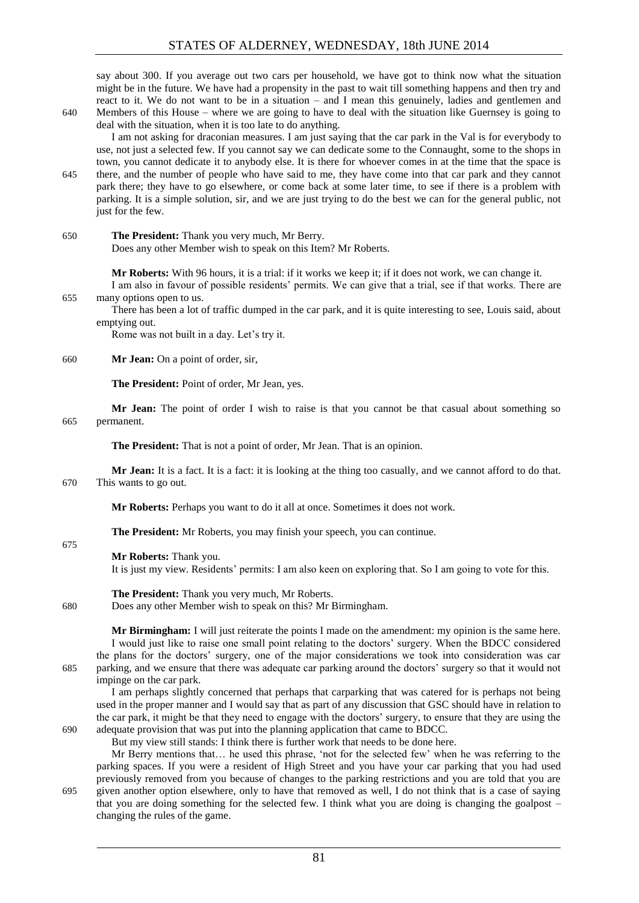say about 300. If you average out two cars per household, we have got to think now what the situation might be in the future. We have had a propensity in the past to wait till something happens and then try and react to it. We do not want to be in a situation – and I mean this genuinely, ladies and gentlemen and Members of this House – where we are going to have to deal with the situation like Guernsey is going to deal with the situation, when it is too late to do anything.

I am not asking for draconian measures. I am just saying that the car park in the Val is for everybody to use, not just a selected few. If you cannot say we can dedicate some to the Connaught, some to the shops in town, you cannot dedicate it to anybody else. It is there for whoever comes in at the time that the space is there, and the number of people who have said to me, they have come into that car park and they cannot park there; they have to go elsewhere, or come back at some later time, to see if there is a problem with parking. It is a simple solution, sir, and we are just trying to do the best we can for the general public, not just for the few.

**The President:** Thank you very much, Mr Berry.

Does any other Member wish to speak on this Item? Mr Roberts.

**Mr Roberts:** With 96 hours, it is a trial: if it works we keep it; if it does not work, we can change it.

I am also in favour of possible residents' permits. We can give that a trial, see if that works. There are many options open to us.

There has been a lot of traffic dumped in the car park, and it is quite interesting to see, Louis said, about emptying out.

Rome was not built in a day. Let's try it.

**Mr Jean:** On a point of order, sir,

**The President:** Point of order, Mr Jean, yes.

**Mr Jean:** The point of order I wish to raise is that you cannot be that casual about something so permanent.

**The President:** That is not a point of order, Mr Jean. That is an opinion.

**Mr Jean:** It is a fact. It is a fact: it is looking at the thing too casually, and we cannot afford to do that. This wants to go out.

**Mr Roberts:** Perhaps you want to do it all at once. Sometimes it does not work.

**The President:** Mr Roberts, you may finish your speech, you can continue.

**Mr Roberts:** Thank you.

It is just my view. Residents' permits: I am also keen on exploring that. So I am going to vote for this.

**The President:** Thank you very much, Mr Roberts.

Does any other Member wish to speak on this? Mr Birmingham.

**Mr Birmingham:** I will just reiterate the points I made on the amendment: my opinion is the same here.

I would just like to raise one small point relating to the doctors' surgery. When the BDCC considered the plans for the doctors' surgery, one of the major considerations we took into consideration was car parking, and we ensure that there was adequate car parking around the doctors' surgery so that it would not impinge on the car park.

I am perhaps slightly concerned that perhaps that carparking that was catered for is perhaps not being used in the proper manner and I would say that as part of any discussion that GSC should have in relation to the car park, it might be that they need to engage with the doctors' surgery, to ensure that they are using the adequate provision that was put into the planning application that came to BDCC.

But my view still stands: I think there is further work that needs to be done here.

Mr Berry mentions that… he used this phrase, 'not for the selected few' when he was referring to the parking spaces. If you were a resident of High Street and you have your car parking that you had used previously removed from you because of changes to the parking restrictions and you are told that you are given another option elsewhere, only to have that removed as well, I do not think that is a case of saying that you are doing something for the selected few. I think what you are doing is changing the goalpost – changing the rules of the game.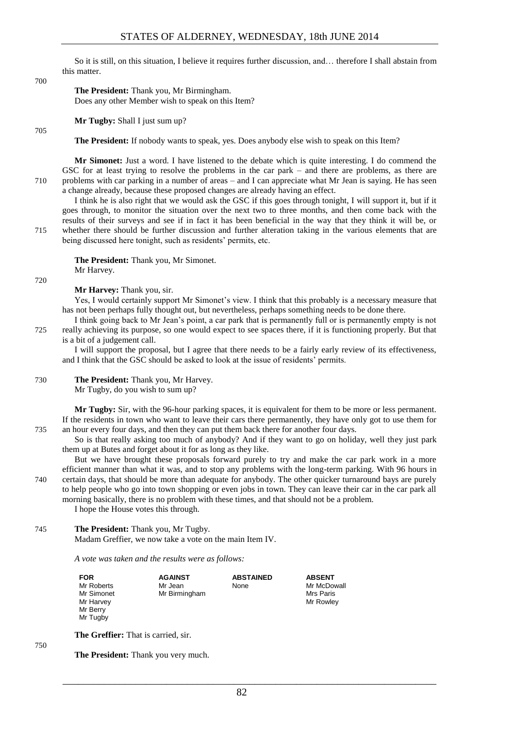So it is still, on this situation, I believe it requires further discussion, and… therefore I shall abstain from this matter.

**The President:** Thank you, Mr Birmingham.
Does any other Member wish to speak on this Item?

**Mr Tugby:** Shall I just sum up?

**The President:** If nobody wants to speak, yes. Does anybody else wish to speak on this Item?

**Mr Simonet:** Just a word. I have listened to the debate which is quite interesting. I do commend the GSC for at least trying to resolve the problems in the car park – and there are problems, as there are problems with car parking in a number of areas – and I can appreciate what Mr Jean is saying. He has seen a change already, because these proposed changes are already having an effect.

I think he is also right that we would ask the GSC if this goes through tonight, I will support it, but if it goes through, to monitor the situation over the next two to three months, and then come back with the results of their surveys and see if in fact it has been beneficial in the way that they think it will be, or whether there should be further discussion and further alteration taking in the various elements that are being discussed here tonight, such as residents' permits, etc.

**The President:** Thank you, Mr Simonet.
Mr Harvey.

**Mr Harvey:** Thank you, sir.

Yes, I would certainly support Mr Simonet's view. I think that this probably is a necessary measure that has not been perhaps fully thought out, but nevertheless, perhaps something needs to be done there.

I think going back to Mr Jean's point, a car park that is permanently full or is permanently empty is not really achieving its purpose, so one would expect to see spaces there, if it is functioning properly. But that is a bit of a judgement call.

I will support the proposal, but I agree that there needs to be a fairly early review of its effectiveness, and I think that the GSC should be asked to look at the issue of residents' permits.

**The President:** Thank you, Mr Harvey.
Mr Tugby, do you wish to sum up?

**Mr Tugby:** Sir, with the 96-hour parking spaces, it is equivalent for them to be more or less permanent. If the residents in town who want to leave their cars there permanently, they have only got to use them for an hour every four days, and then they can put them back there for another four days.

So is that really asking too much of anybody? And if they want to go on holiday, well they just park them up at Butes and forget about it for as long as they like.

But we have brought these proposals forward purely to try and make the car park work in a more efficient manner than what it was, and to stop any problems with the long-term parking. With 96 hours in certain days, that should be more than adequate for anybody. The other quicker turnaround bays are purely to help people who go into town shopping or even jobs in town. They can leave their car in the car park all morning basically, there is no problem with these times, and that should not be a problem.

I hope the House votes this through.

**The President:** Thank you, Mr Tugby.
Madam Greffier, we now take a vote on the main Item IV.

*A vote was taken and the results were as follows:*

| FOR | AGAINST | ABSTAINED | ABSENT |
|---|---|---|---|
| Mr Roberts | Mr Jean | None | Mr McDowall |
| Mr Simonet | Mr Birmingham | | Mrs Paris |
| Mr Harvey | | | Mr Rowley |
| Mr Berry | | | |
| Mr Tugby | | | |

**The Greffier:** That is carried, sir.

**The President:** Thank you very much.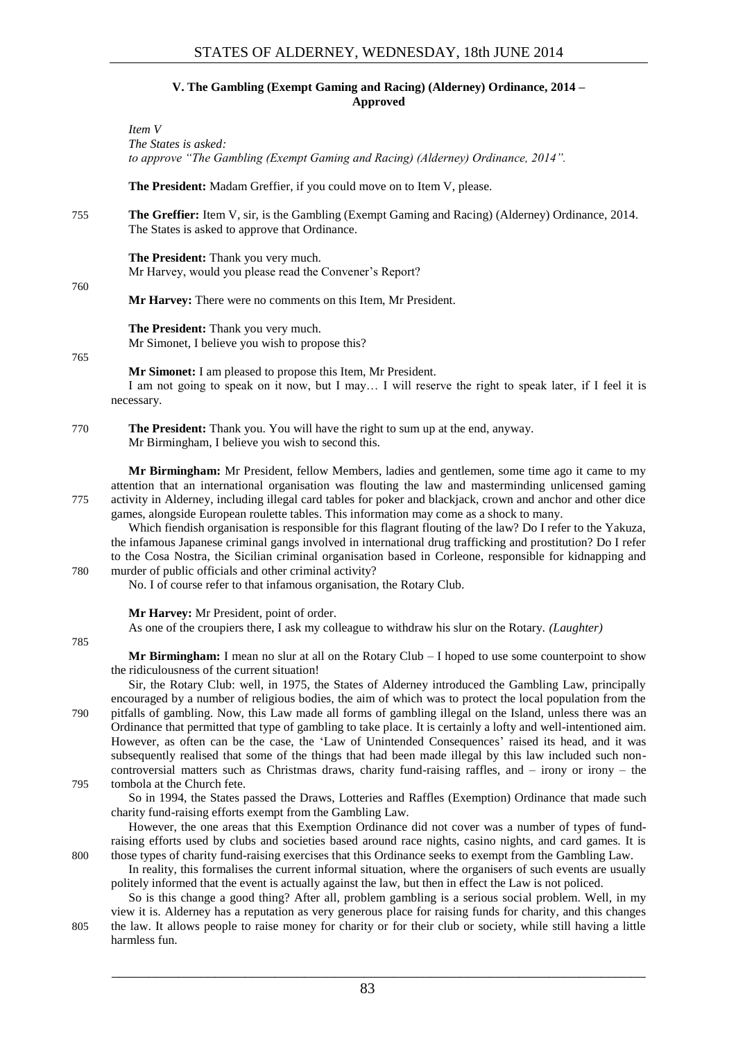### V. The Gambling (Exempt Gaming and Racing) (Alderney) Ordinance, 2014 – Approved

*Item V*
*The States is asked:*
*to approve "The Gambling (Exempt Gaming and Racing) (Alderney) Ordinance, 2014".*

**The President:** Madam Greffier, if you could move on to Item V, please.

755 **The Greffier:** Item V, sir, is the Gambling (Exempt Gaming and Racing) (Alderney) Ordinance, 2014. The States is asked to approve that Ordinance.

**The President:** Thank you very much.
Mr Harvey, would you please read the Convener's Report?

760

**Mr Harvey:** There were no comments on this Item, Mr President.

**The President:** Thank you very much.
Mr Simonet, I believe you wish to propose this?

765

**Mr Simonet:** I am pleased to propose this Item, Mr President.

I am not going to speak on it now, but I may… I will reserve the right to speak later, if I feel it is necessary.

770 **The President:** Thank you. You will have the right to sum up at the end, anyway.
Mr Birmingham, I believe you wish to second this.

**Mr Birmingham:** Mr President, fellow Members, ladies and gentlemen, some time ago it came to my attention that an international organisation was flouting the law and masterminding unlicensed gaming 775 activity in Alderney, including illegal card tables for poker and blackjack, crown and anchor and other dice games, alongside European roulette tables. This information may come as a shock to many.

Which fiendish organisation is responsible for this flagrant flouting of the law? Do I refer to the Yakuza, the infamous Japanese criminal gangs involved in international drug trafficking and prostitution? Do I refer to the Cosa Nostra, the Sicilian criminal organisation based in Corleone, responsible for kidnapping and 780 murder of public officials and other criminal activity?

No. I of course refer to that infamous organisation, the Rotary Club.

**Mr Harvey:** Mr President, point of order.
As one of the croupiers there, I ask my colleague to withdraw his slur on the Rotary. *(Laughter)*

785

**Mr Birmingham:** I mean no slur at all on the Rotary Club – I hoped to use some counterpoint to show the ridiculousness of the current situation!

Sir, the Rotary Club: well, in 1975, the States of Alderney introduced the Gambling Law, principally encouraged by a number of religious bodies, the aim of which was to protect the local population from the 790 pitfalls of gambling. Now, this Law made all forms of gambling illegal on the Island, unless there was an Ordinance that permitted that type of gambling to take place. It is certainly a lofty and well-intentioned aim. However, as often can be the case, the 'Law of Unintended Consequences' raised its head, and it was subsequently realised that some of the things that had been made illegal by this law included such non-controversial matters such as Christmas draws, charity fund-raising raffles, and – irony or irony – the 795 tombola at the Church fete.

So in 1994, the States passed the Draws, Lotteries and Raffles (Exemption) Ordinance that made such charity fund-raising efforts exempt from the Gambling Law.

However, the one areas that this Exemption Ordinance did not cover was a number of types of fund-raising efforts used by clubs and societies based around race nights, casino nights, and card games. It is 800 those types of charity fund-raising exercises that this Ordinance seeks to exempt from the Gambling Law.

In reality, this formalises the current informal situation, where the organisers of such events are usually politely informed that the event is actually against the law, but then in effect the Law is not policed.

So is this change a good thing? After all, problem gambling is a serious social problem. Well, in my view it is. Alderney has a reputation as very generous place for raising funds for charity, and this changes 805 the law. It allows people to raise money for charity or for their club or society, while still having a little harmless fun.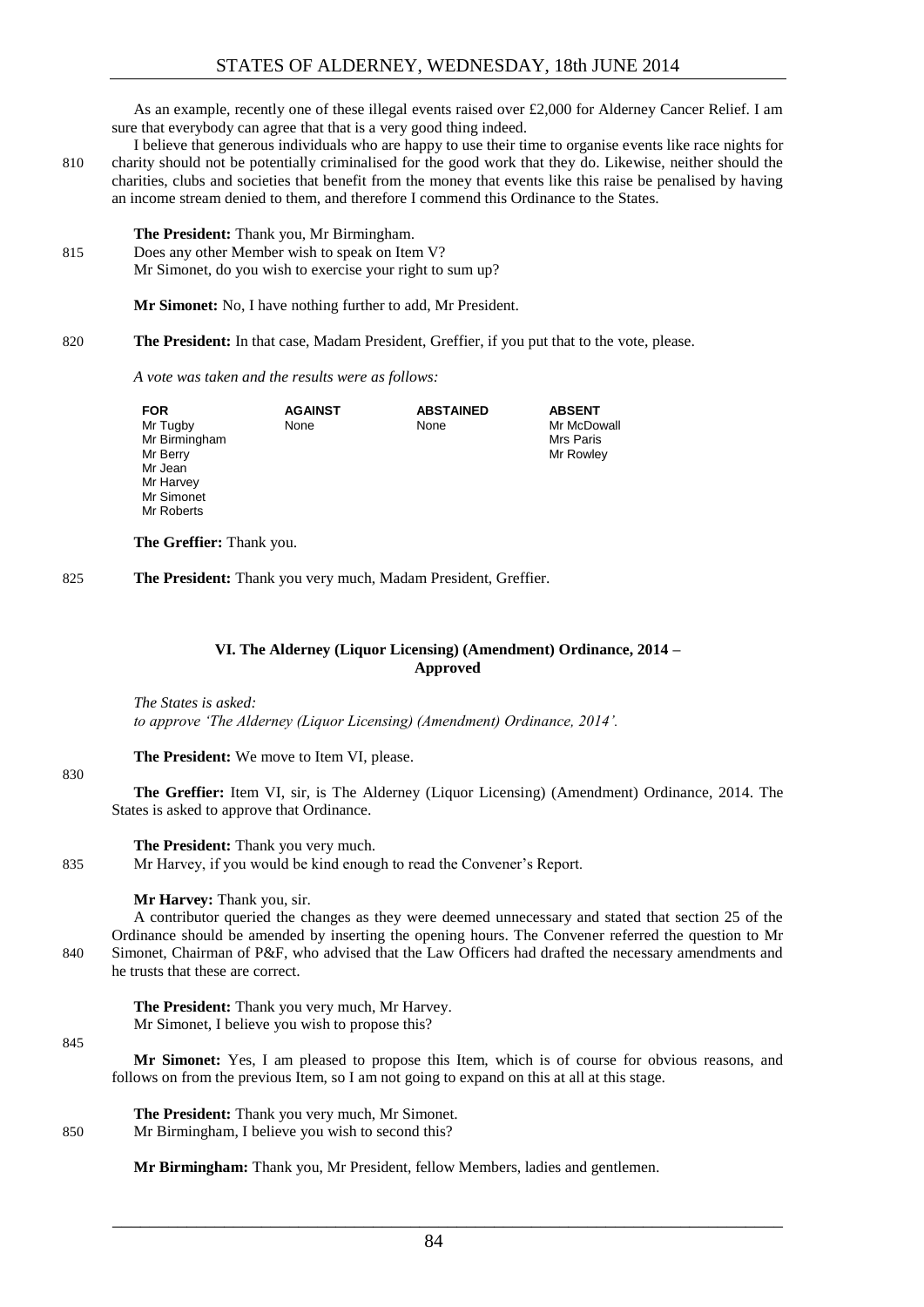As an example, recently one of these illegal events raised over £2,000 for Alderney Cancer Relief. I am sure that everybody can agree that that is a very good thing indeed.

I believe that generous individuals who are happy to use their time to organise events like race nights for charity should not be potentially criminalised for the good work that they do. Likewise, neither should the charities, clubs and societies that benefit from the money that events like this raise be penalised by having an income stream denied to them, and therefore I commend this Ordinance to the States.

**The President:** Thank you, Mr Birmingham.

Does any other Member wish to speak on Item V?

Mr Simonet, do you wish to exercise your right to sum up?

**Mr Simonet:** No, I have nothing further to add, Mr President.

**The President:** In that case, Madam President, Greffier, if you put that to the vote, please.

*A vote was taken and the results were as follows:*

| FOR | AGAINST | ABSTAINED | ABSENT |
|---|---|---|---|
| Mr Tugby | None | None | Mr McDowall |
| Mr Birmingham | | | Mrs Paris |
| Mr Berry | | | Mr Rowley |
| Mr Jean | | | |
| Mr Harvey | | | |
| Mr Simonet | | | |
| Mr Roberts | | | |

**The Greffier:** Thank you.

**The President:** Thank you very much, Madam President, Greffier.

## VI. The Alderney (Liquor Licensing) (Amendment) Ordinance, 2014 – Approved

*The States is asked:*
*to approve 'The Alderney (Liquor Licensing) (Amendment) Ordinance, 2014'.*

**The President:** We move to Item VI, please.

**The Greffier:** Item VI, sir, is The Alderney (Liquor Licensing) (Amendment) Ordinance, 2014. The States is asked to approve that Ordinance.

**The President:** Thank you very much.

Mr Harvey, if you would be kind enough to read the Convener's Report.

**Mr Harvey:** Thank you, sir.

A contributor queried the changes as they were deemed unnecessary and stated that section 25 of the Ordinance should be amended by inserting the opening hours. The Convener referred the question to Mr Simonet, Chairman of P&F, who advised that the Law Officers had drafted the necessary amendments and he trusts that these are correct.

**The President:** Thank you very much, Mr Harvey.

Mr Simonet, I believe you wish to propose this?

**Mr Simonet:** Yes, I am pleased to propose this Item, which is of course for obvious reasons, and follows on from the previous Item, so I am not going to expand on this at all at this stage.

**The President:** Thank you very much, Mr Simonet.

Mr Birmingham, I believe you wish to second this?

**Mr Birmingham:** Thank you, Mr President, fellow Members, ladies and gentlemen.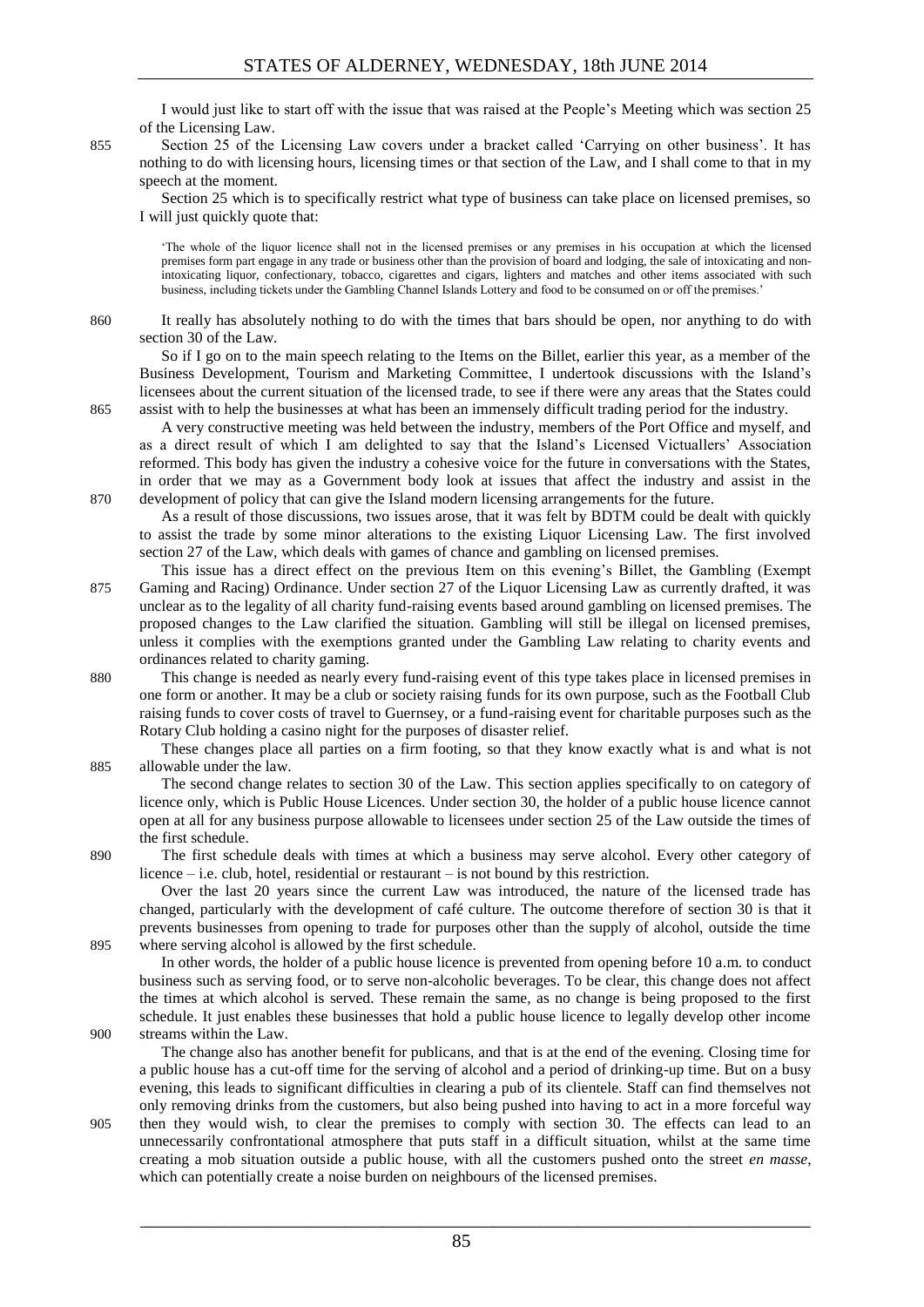I would just like to start off with the issue that was raised at the People's Meeting which was section 25 of the Licensing Law.

855 Section 25 of the Licensing Law covers under a bracket called 'Carrying on other business'. It has nothing to do with licensing hours, licensing times or that section of the Law, and I shall come to that in my speech at the moment.

Section 25 which is to specifically restrict what type of business can take place on licensed premises, so I will just quickly quote that:

> 'The whole of the liquor licence shall not in the licensed premises or any premises in his occupation at which the licensed premises form part engage in any trade or business other than the provision of board and lodging, the sale of intoxicating and non-intoxicating liquor, confectionary, tobacco, cigarettes and cigars, lighters and matches and other items associated with such business, including tickets under the Gambling Channel Islands Lottery and food to be consumed on or off the premises.'

860 It really has absolutely nothing to do with the times that bars should be open, nor anything to do with section 30 of the Law.

So if I go on to the main speech relating to the Items on the Billet, earlier this year, as a member of the Business Development, Tourism and Marketing Committee, I undertook discussions with the Island's licensees about the current situation of the licensed trade, to see if there were any areas that the States could 865 assist with to help the businesses at what has been an immensely difficult trading period for the industry.

A very constructive meeting was held between the industry, members of the Port Office and myself, and as a direct result of which I am delighted to say that the Island's Licensed Victuallers' Association reformed. This body has given the industry a cohesive voice for the future in conversations with the States, in order that we may as a Government body look at issues that affect the industry and assist in the 870 development of policy that can give the Island modern licensing arrangements for the future.

As a result of those discussions, two issues arose, that it was felt by BDTM could be dealt with quickly to assist the trade by some minor alterations to the existing Liquor Licensing Law. The first involved section 27 of the Law, which deals with games of chance and gambling on licensed premises.

This issue has a direct effect on the previous Item on this evening's Billet, the Gambling (Exempt 875 Gaming and Racing) Ordinance. Under section 27 of the Liquor Licensing Law as currently drafted, it was unclear as to the legality of all charity fund-raising events based around gambling on licensed premises. The proposed changes to the Law clarified the situation. Gambling will still be illegal on licensed premises, unless it complies with the exemptions granted under the Gambling Law relating to charity events and ordinances related to charity gaming.

880 This change is needed as nearly every fund-raising event of this type takes place in licensed premises in one form or another. It may be a club or society raising funds for its own purpose, such as the Football Club raising funds to cover costs of travel to Guernsey, or a fund-raising event for charitable purposes such as the Rotary Club holding a casino night for the purposes of disaster relief.

These changes place all parties on a firm footing, so that they know exactly what is and what is not 885 allowable under the law.

The second change relates to section 30 of the Law. This section applies specifically to on category of licence only, which is Public House Licences. Under section 30, the holder of a public house licence cannot open at all for any business purpose allowable to licensees under section 25 of the Law outside the times of the first schedule.

890 The first schedule deals with times at which a business may serve alcohol. Every other category of licence – i.e. club, hotel, residential or restaurant – is not bound by this restriction.

Over the last 20 years since the current Law was introduced, the nature of the licensed trade has changed, particularly with the development of café culture. The outcome therefore of section 30 is that it prevents businesses from opening to trade for purposes other than the supply of alcohol, outside the time 895 where serving alcohol is allowed by the first schedule.

In other words, the holder of a public house licence is prevented from opening before 10 a.m. to conduct business such as serving food, or to serve non-alcoholic beverages. To be clear, this change does not affect the times at which alcohol is served. These remain the same, as no change is being proposed to the first schedule. It just enables these businesses that hold a public house licence to legally develop other income 900 streams within the Law.

The change also has another benefit for publicans, and that is at the end of the evening. Closing time for a public house has a cut-off time for the serving of alcohol and a period of drinking-up time. But on a busy evening, this leads to significant difficulties in clearing a pub of its clientele. Staff can find themselves not only removing drinks from the customers, but also being pushed into having to act in a more forceful way 905 then they would wish, to clear the premises to comply with section 30. The effects can lead to an unnecessarily confrontational atmosphere that puts staff in a difficult situation, whilst at the same time creating a mob situation outside a public house, with all the customers pushed onto the street *en masse*, which can potentially create a noise burden on neighbours of the licensed premises.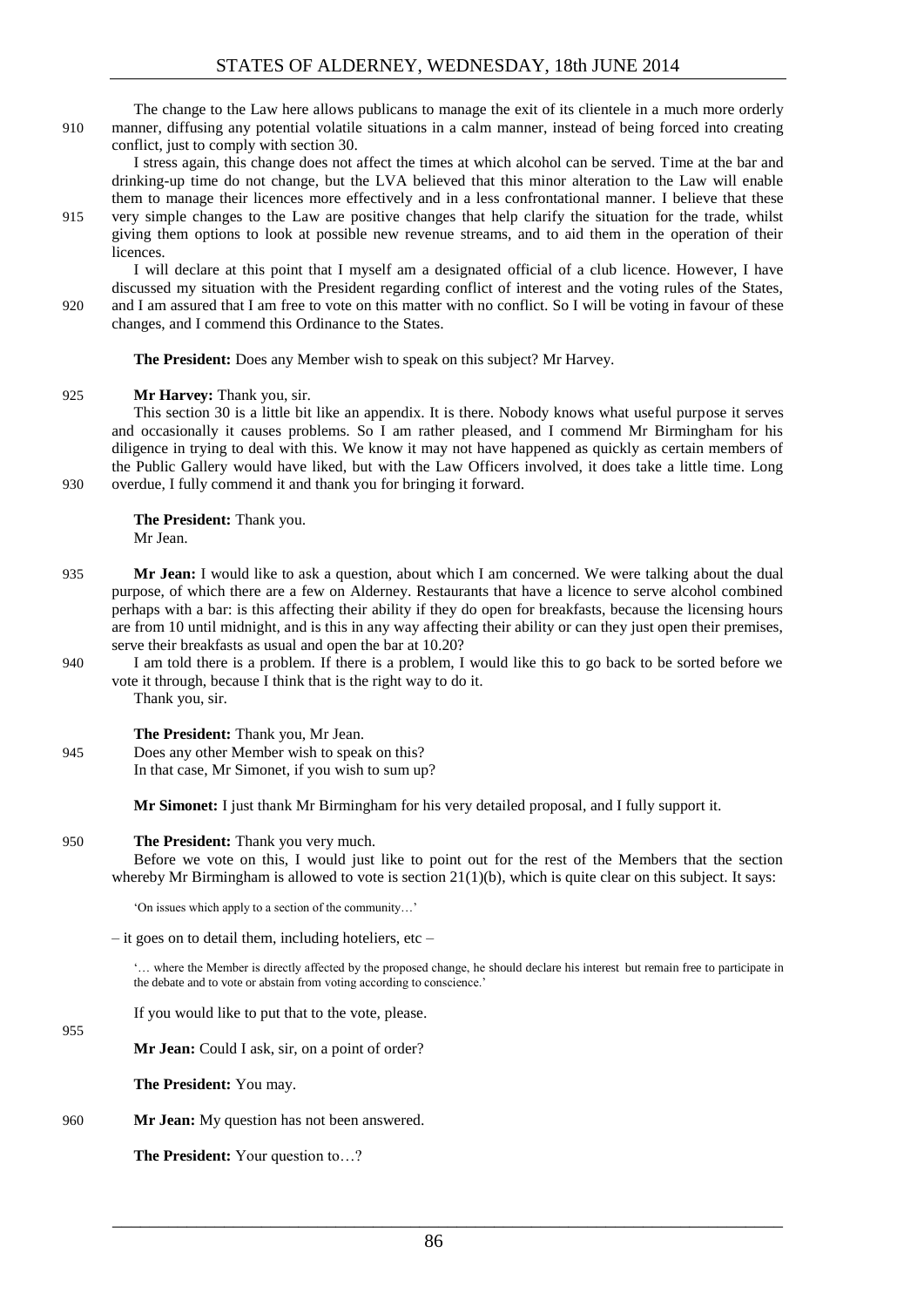The change to the Law here allows publicans to manage the exit of its clientele in a much more orderly manner, diffusing any potential volatile situations in a calm manner, instead of being forced into creating conflict, just to comply with section 30.

I stress again, this change does not affect the times at which alcohol can be served. Time at the bar and drinking-up time do not change, but the LVA believed that this minor alteration to the Law will enable them to manage their licences more effectively and in a less confrontational manner. I believe that these very simple changes to the Law are positive changes that help clarify the situation for the trade, whilst giving them options to look at possible new revenue streams, and to aid them in the operation of their licences.

I will declare at this point that I myself am a designated official of a club licence. However, I have discussed my situation with the President regarding conflict of interest and the voting rules of the States, and I am assured that I am free to vote on this matter with no conflict. So I will be voting in favour of these changes, and I commend this Ordinance to the States.

**The President:** Does any Member wish to speak on this subject? Mr Harvey.

**Mr Harvey:** Thank you, sir.

This section 30 is a little bit like an appendix. It is there. Nobody knows what useful purpose it serves and occasionally it causes problems. So I am rather pleased, and I commend Mr Birmingham for his diligence in trying to deal with this. We know it may not have happened as quickly as certain members of the Public Gallery would have liked, but with the Law Officers involved, it does take a little time. Long overdue, I fully commend it and thank you for bringing it forward.

**The President:** Thank you.
Mr Jean.

**Mr Jean:** I would like to ask a question, about which I am concerned. We were talking about the dual purpose, of which there are a few on Alderney. Restaurants that have a licence to serve alcohol combined perhaps with a bar: is this affecting their ability if they do open for breakfasts, because the licensing hours are from 10 until midnight, and is this in any way affecting their ability or can they just open their premises, serve their breakfasts as usual and open the bar at 10.20?

I am told there is a problem. If there is a problem, I would like this to go back to be sorted before we vote it through, because I think that is the right way to do it.

Thank you, sir.

**The President:** Thank you, Mr Jean.
Does any other Member wish to speak on this?
In that case, Mr Simonet, if you wish to sum up?

**Mr Simonet:** I just thank Mr Birmingham for his very detailed proposal, and I fully support it.

**The President:** Thank you very much.

Before we vote on this, I would just like to point out for the rest of the Members that the section whereby Mr Birmingham is allowed to vote is section 21(1)(b), which is quite clear on this subject. It says:

> 'On issues which apply to a section of the community…'

– it goes on to detail them, including hoteliers, etc –

> '… where the Member is directly affected by the proposed change, he should declare his interest but remain free to participate in the debate and to vote or abstain from voting according to conscience.'

If you would like to put that to the vote, please.

**Mr Jean:** Could I ask, sir, on a point of order?

**The President:** You may.

**Mr Jean:** My question has not been answered.

**The President:** Your question to…?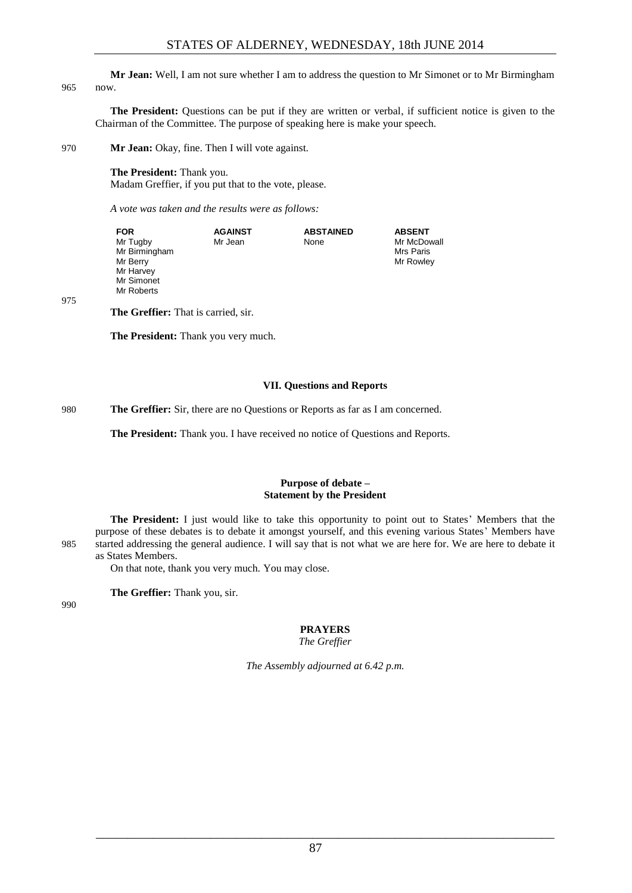**Mr Jean:** Well, I am not sure whether I am to address the question to Mr Simonet or to Mr Birmingham now.

**The President:** Questions can be put if they are written or verbal, if sufficient notice is given to the Chairman of the Committee. The purpose of speaking here is make your speech.

**Mr Jean:** Okay, fine. Then I will vote against.

**The President:** Thank you.
Madam Greffier, if you put that to the vote, please.

*A vote was taken and the results were as follows:*

| FOR | AGAINST | ABSTAINED | ABSENT |
|---|---|---|---|
| Mr Tugby | Mr Jean | None | Mr McDowall |
| Mr Birmingham | | | Mrs Paris |
| Mr Berry | | | Mr Rowley |
| Mr Harvey | | | |
| Mr Simonet | | | |
| Mr Roberts | | | |

**The Greffier:** That is carried, sir.

**The President:** Thank you very much.

### VII. Questions and Reports

**The Greffier:** Sir, there are no Questions or Reports as far as I am concerned.

**The President:** Thank you. I have received no notice of Questions and Reports.

### Purpose of debate – Statement by the President

**The President:** I just would like to take this opportunity to point out to States' Members that the purpose of these debates is to debate it amongst yourself, and this evening various States' Members have started addressing the general audience. I will say that is not what we are here for. We are here to debate it as States Members.

On that note, thank you very much. You may close.

**The Greffier:** Thank you, sir.

### PRAYERS
*The Greffier*

*The Assembly adjourned at 6.42 p.m.*